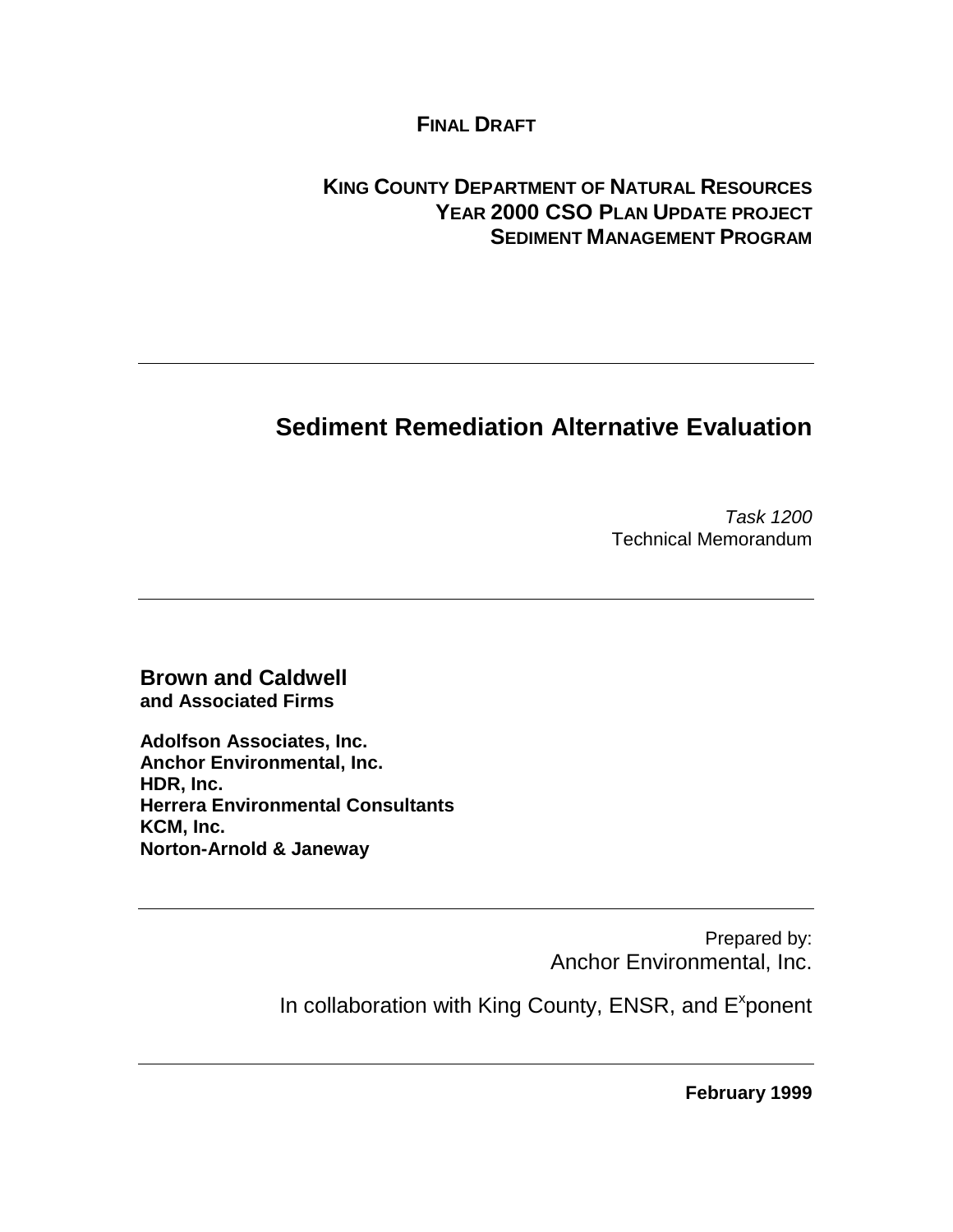**FINAL DRAFT**

**KING COUNTY DEPARTMENT OF NATURAL RESOURCES**
**YEAR 2000 CSO PLAN UPDATE PROJECT**
**SEDIMENT MANAGEMENT PROGRAM**

---

# Sediment Remediation Alternative Evaluation

*Task 1200*
Technical Memorandum

---

**Brown and Caldwell**
**and Associated Firms**

**Adolfson Associates, Inc.**
**Anchor Environmental, Inc.**
**HDR, Inc.**
**Herrera Environmental Consultants**
**KCM, Inc.**
**Norton-Arnold & Janeway**

---

Prepared by:
Anchor Environmental, Inc.

In collaboration with King County, ENSR, and E$^x$ponent

---

**February 1999**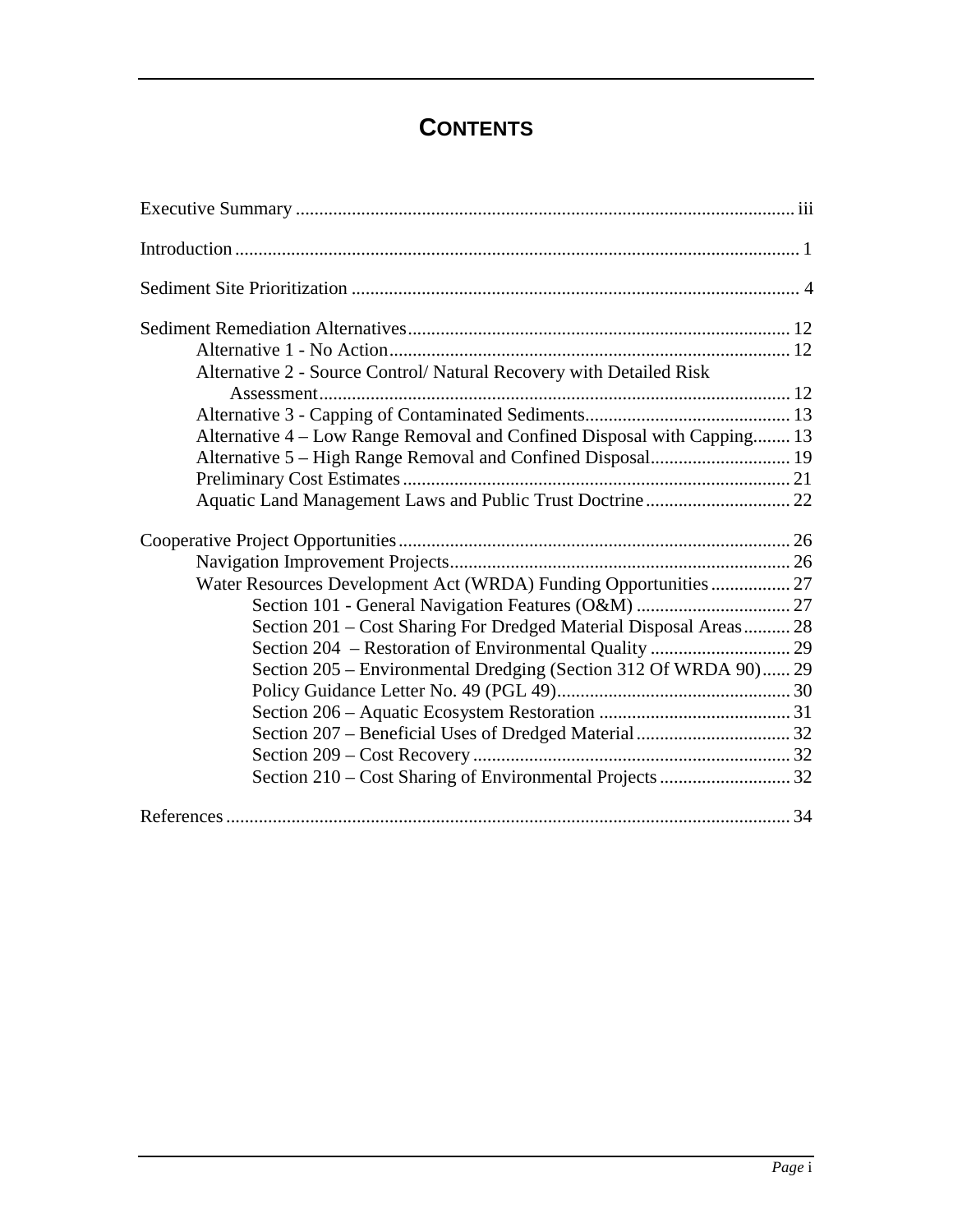# CONTENTS

Executive Summary ........................................................................................................ iii

Introduction ........................................................................................................................ 1

Sediment Site Prioritization ............................................................................................... 4

Sediment Remediation Alternatives ................................................................................. 12
- Alternative 1 - No Action ..................................................................................... 12
- Alternative 2 - Source Control/ Natural Recovery with Detailed Risk Assessment ................................................................................................... 12
- Alternative 3 - Capping of Contaminated Sediments ........................................... 13
- Alternative 4 – Low Range Removal and Confined Disposal with Capping ........ 13
- Alternative 5 – High Range Removal and Confined Disposal ............................. 19
- Preliminary Cost Estimates .................................................................................. 21
- Aquatic Land Management Laws and Public Trust Doctrine ............................... 22

Cooperative Project Opportunities ................................................................................... 26
- Navigation Improvement Projects ........................................................................ 26
- Water Resources Development Act (WRDA) Funding Opportunities ................. 27
  - Section 101 - General Navigation Features (O&M) ................................. 27
  - Section 201 – Cost Sharing For Dredged Material Disposal Areas .......... 28
  - Section 204 – Restoration of Environmental Quality .............................. 29
  - Section 205 – Environmental Dredging (Section 312 Of WRDA 90) ...... 29
  - Policy Guidance Letter No. 49 (PGL 49) .................................................. 30
  - Section 206 – Aquatic Ecosystem Restoration ......................................... 31
  - Section 207 – Beneficial Uses of Dredged Material ................................. 32
  - Section 209 – Cost Recovery ................................................................... 32
  - Section 210 – Cost Sharing of Environmental Projects ............................ 32

References ........................................................................................................................ 34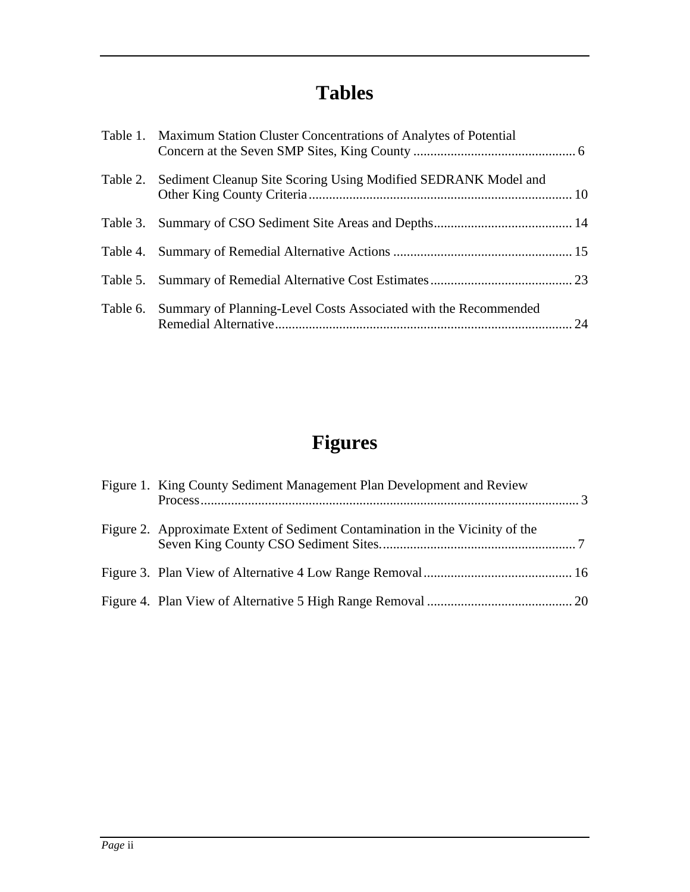# Tables

Table 1. Maximum Station Cluster Concentrations of Analytes of Potential Concern at the Seven SMP Sites, King County ................................................ 6

Table 2. Sediment Cleanup Site Scoring Using Modified SEDRANK Model and Other King County Criteria ............................................................................ 10

Table 3. Summary of CSO Sediment Site Areas and Depths......................................... 14

Table 4. Summary of Remedial Alternative Actions ..................................................... 15

Table 5. Summary of Remedial Alternative Cost Estimates.......................................... 23

Table 6. Summary of Planning-Level Costs Associated with the Recommended Remedial Alternative....................................................................................... 24

# Figures

Figure 1. King County Sediment Management Plan Development and Review Process............................................................................................................... 3

Figure 2. Approximate Extent of Sediment Contamination in the Vicinity of the Seven King County CSO Sediment Sites.......................................................... 7

Figure 3. Plan View of Alternative 4 Low Range Removal........................................... 16

Figure 4. Plan View of Alternative 5 High Range Removal ........................................... 20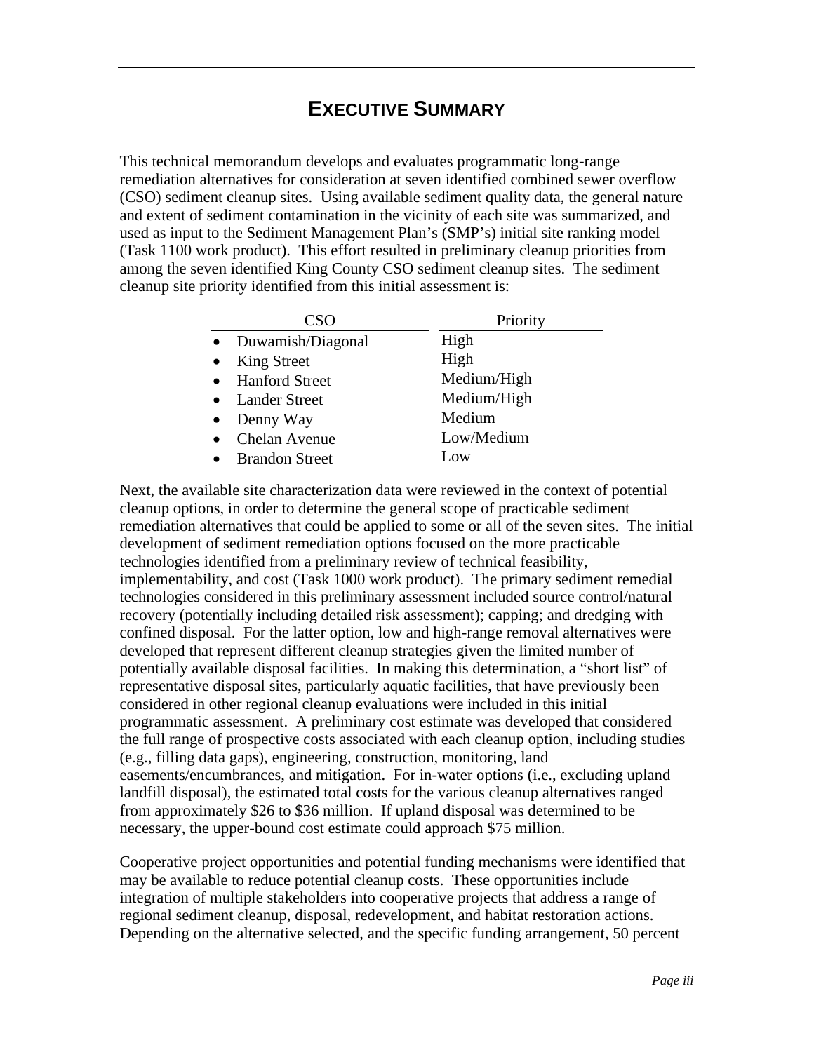# EXECUTIVE SUMMARY

This technical memorandum develops and evaluates programmatic long-range remediation alternatives for consideration at seven identified combined sewer overflow (CSO) sediment cleanup sites. Using available sediment quality data, the general nature and extent of sediment contamination in the vicinity of each site was summarized, and used as input to the Sediment Management Plan's (SMP's) initial site ranking model (Task 1100 work product). This effort resulted in preliminary cleanup priorities from among the seven identified King County CSO sediment cleanup sites. The sediment cleanup site priority identified from this initial assessment is:

| CSO | Priority |
|---|---|
| • Duwamish/Diagonal | High |
| • King Street | High |
| • Hanford Street | Medium/High |
| • Lander Street | Medium/High |
| • Denny Way | Medium |
| • Chelan Avenue | Low/Medium |
| • Brandon Street | Low |

Next, the available site characterization data were reviewed in the context of potential cleanup options, in order to determine the general scope of practicable sediment remediation alternatives that could be applied to some or all of the seven sites. The initial development of sediment remediation options focused on the more practicable technologies identified from a preliminary review of technical feasibility, implementability, and cost (Task 1000 work product). The primary sediment remedial technologies considered in this preliminary assessment included source control/natural recovery (potentially including detailed risk assessment); capping; and dredging with confined disposal. For the latter option, low and high-range removal alternatives were developed that represent different cleanup strategies given the limited number of potentially available disposal facilities. In making this determination, a "short list" of representative disposal sites, particularly aquatic facilities, that have previously been considered in other regional cleanup evaluations were included in this initial programmatic assessment. A preliminary cost estimate was developed that considered the full range of prospective costs associated with each cleanup option, including studies (e.g., filling data gaps), engineering, construction, monitoring, land easements/encumbrances, and mitigation. For in-water options (i.e., excluding upland landfill disposal), the estimated total costs for the various cleanup alternatives ranged from approximately $26 to $36 million. If upland disposal was determined to be necessary, the upper-bound cost estimate could approach $75 million.

Cooperative project opportunities and potential funding mechanisms were identified that may be available to reduce potential cleanup costs. These opportunities include integration of multiple stakeholders into cooperative projects that address a range of regional sediment cleanup, disposal, redevelopment, and habitat restoration actions. Depending on the alternative selected, and the specific funding arrangement, 50 percent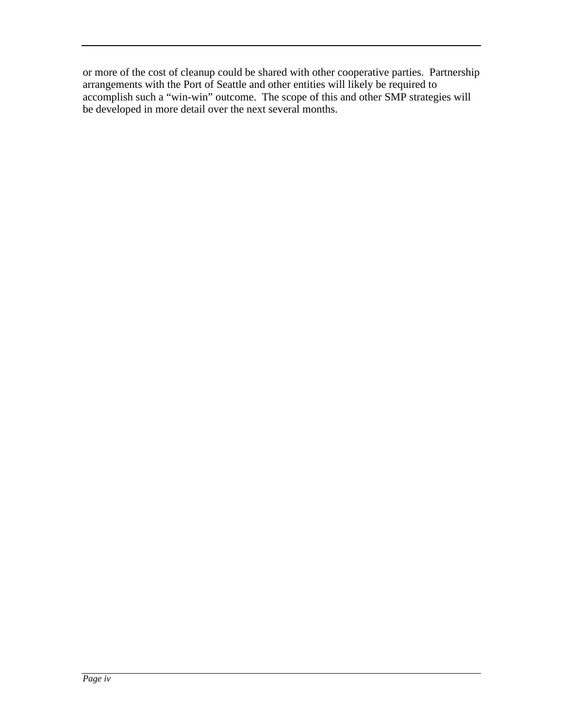or more of the cost of cleanup could be shared with other cooperative parties. Partnership arrangements with the Port of Seattle and other entities will likely be required to accomplish such a "win-win" outcome. The scope of this and other SMP strategies will be developed in more detail over the next several months.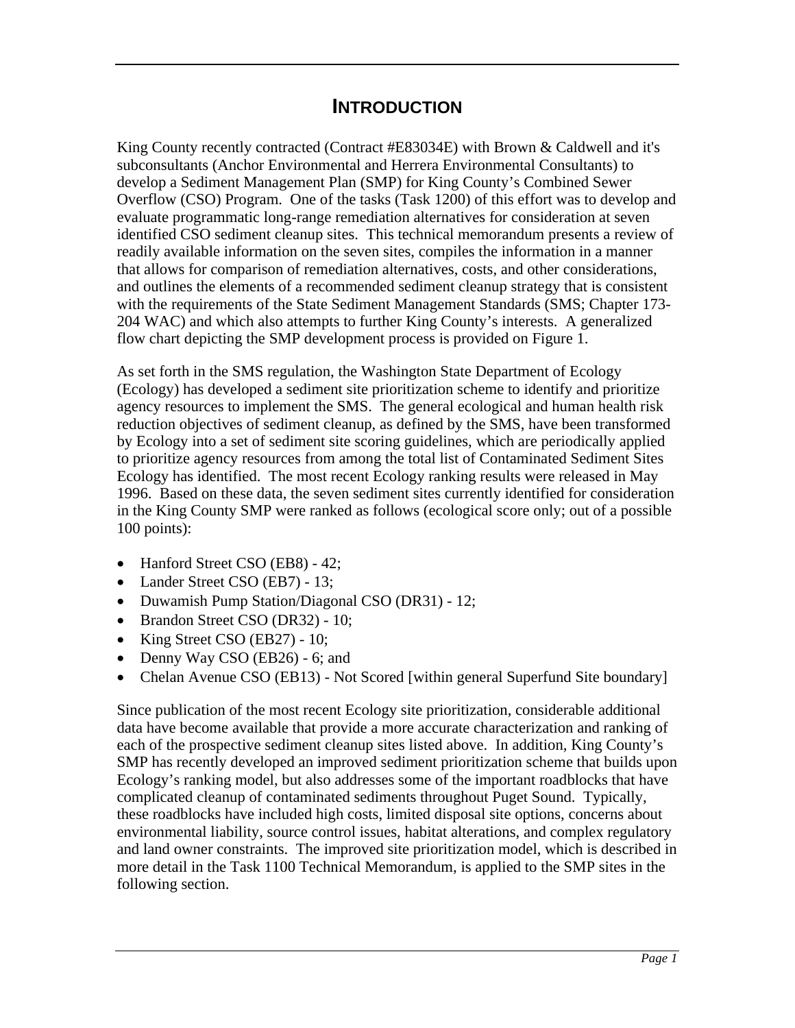# INTRODUCTION

King County recently contracted (Contract #E83034E) with Brown & Caldwell and it's subconsultants (Anchor Environmental and Herrera Environmental Consultants) to develop a Sediment Management Plan (SMP) for King County's Combined Sewer Overflow (CSO) Program. One of the tasks (Task 1200) of this effort was to develop and evaluate programmatic long-range remediation alternatives for consideration at seven identified CSO sediment cleanup sites. This technical memorandum presents a review of readily available information on the seven sites, compiles the information in a manner that allows for comparison of remediation alternatives, costs, and other considerations, and outlines the elements of a recommended sediment cleanup strategy that is consistent with the requirements of the State Sediment Management Standards (SMS; Chapter 173-204 WAC) and which also attempts to further King County's interests. A generalized flow chart depicting the SMP development process is provided on Figure 1.

As set forth in the SMS regulation, the Washington State Department of Ecology (Ecology) has developed a sediment site prioritization scheme to identify and prioritize agency resources to implement the SMS. The general ecological and human health risk reduction objectives of sediment cleanup, as defined by the SMS, have been transformed by Ecology into a set of sediment site scoring guidelines, which are periodically applied to prioritize agency resources from among the total list of Contaminated Sediment Sites Ecology has identified. The most recent Ecology ranking results were released in May 1996. Based on these data, the seven sediment sites currently identified for consideration in the King County SMP were ranked as follows (ecological score only; out of a possible 100 points):

- Hanford Street CSO (EB8) - 42;
- Lander Street CSO (EB7) - 13;
- Duwamish Pump Station/Diagonal CSO (DR31) - 12;
- Brandon Street CSO (DR32) - 10;
- King Street CSO (EB27) - 10;
- Denny Way CSO (EB26) - 6; and
- Chelan Avenue CSO (EB13) - Not Scored [within general Superfund Site boundary]

Since publication of the most recent Ecology site prioritization, considerable additional data have become available that provide a more accurate characterization and ranking of each of the prospective sediment cleanup sites listed above. In addition, King County's SMP has recently developed an improved sediment prioritization scheme that builds upon Ecology's ranking model, but also addresses some of the important roadblocks that have complicated cleanup of contaminated sediments throughout Puget Sound. Typically, these roadblocks have included high costs, limited disposal site options, concerns about environmental liability, source control issues, habitat alterations, and complex regulatory and land owner constraints. The improved site prioritization model, which is described in more detail in the Task 1100 Technical Memorandum, is applied to the SMP sites in the following section.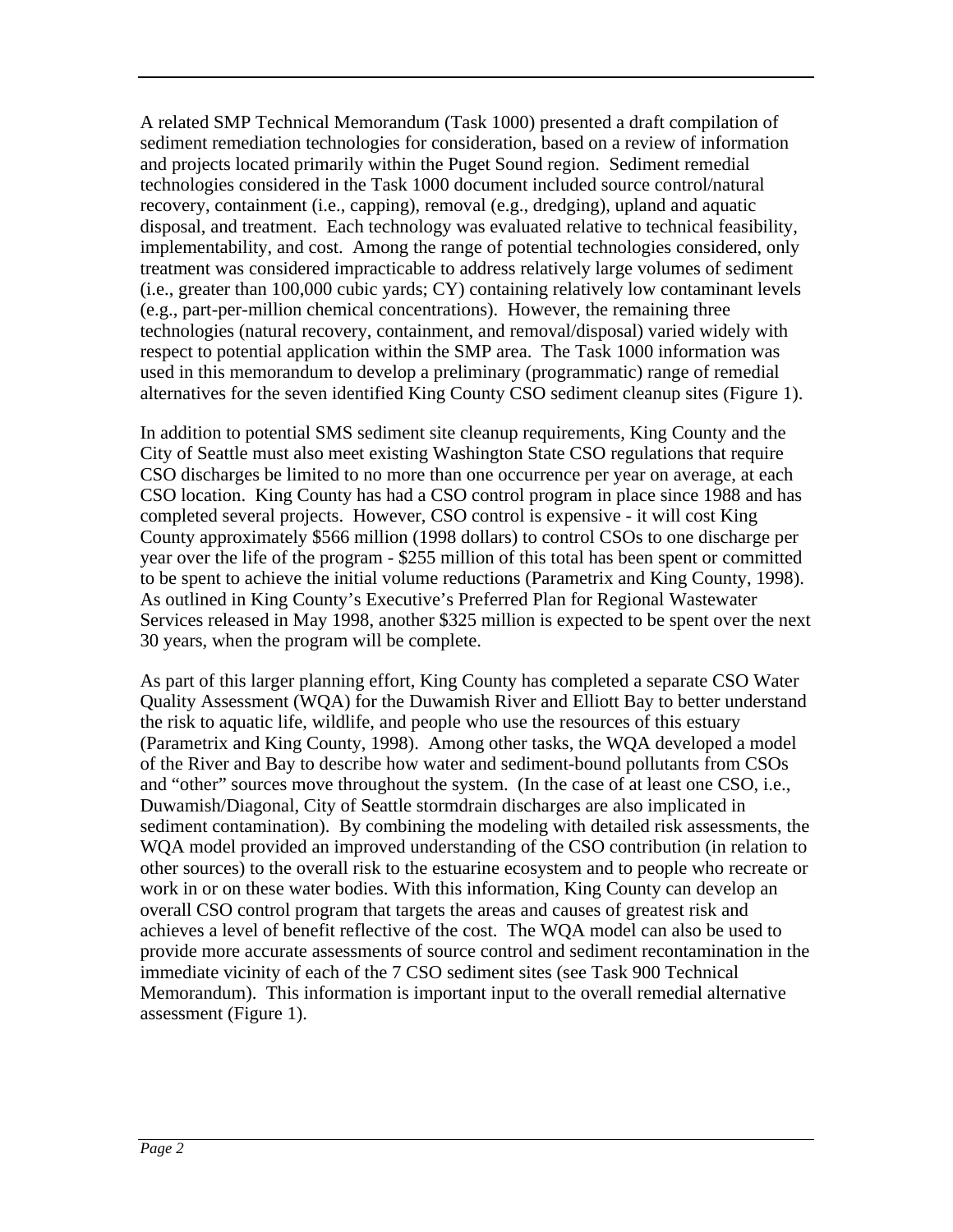A related SMP Technical Memorandum (Task 1000) presented a draft compilation of sediment remediation technologies for consideration, based on a review of information and projects located primarily within the Puget Sound region. Sediment remedial technologies considered in the Task 1000 document included source control/natural recovery, containment (i.e., capping), removal (e.g., dredging), upland and aquatic disposal, and treatment. Each technology was evaluated relative to technical feasibility, implementability, and cost. Among the range of potential technologies considered, only treatment was considered impracticable to address relatively large volumes of sediment (i.e., greater than 100,000 cubic yards; CY) containing relatively low contaminant levels (e.g., part-per-million chemical concentrations). However, the remaining three technologies (natural recovery, containment, and removal/disposal) varied widely with respect to potential application within the SMP area. The Task 1000 information was used in this memorandum to develop a preliminary (programmatic) range of remedial alternatives for the seven identified King County CSO sediment cleanup sites (Figure 1).

In addition to potential SMS sediment site cleanup requirements, King County and the City of Seattle must also meet existing Washington State CSO regulations that require CSO discharges be limited to no more than one occurrence per year on average, at each CSO location. King County has had a CSO control program in place since 1988 and has completed several projects. However, CSO control is expensive - it will cost King County approximately $566 million (1998 dollars) to control CSOs to one discharge per year over the life of the program - $255 million of this total has been spent or committed to be spent to achieve the initial volume reductions (Parametrix and King County, 1998). As outlined in King County's Executive's Preferred Plan for Regional Wastewater Services released in May 1998, another $325 million is expected to be spent over the next 30 years, when the program will be complete.

As part of this larger planning effort, King County has completed a separate CSO Water Quality Assessment (WQA) for the Duwamish River and Elliott Bay to better understand the risk to aquatic life, wildlife, and people who use the resources of this estuary (Parametrix and King County, 1998). Among other tasks, the WQA developed a model of the River and Bay to describe how water and sediment-bound pollutants from CSOs and "other" sources move throughout the system. (In the case of at least one CSO, i.e., Duwamish/Diagonal, City of Seattle stormdrain discharges are also implicated in sediment contamination). By combining the modeling with detailed risk assessments, the WQA model provided an improved understanding of the CSO contribution (in relation to other sources) to the overall risk to the estuarine ecosystem and to people who recreate or work in or on these water bodies. With this information, King County can develop an overall CSO control program that targets the areas and causes of greatest risk and achieves a level of benefit reflective of the cost. The WQA model can also be used to provide more accurate assessments of source control and sediment recontamination in the immediate vicinity of each of the 7 CSO sediment sites (see Task 900 Technical Memorandum). This information is important input to the overall remedial alternative assessment (Figure 1).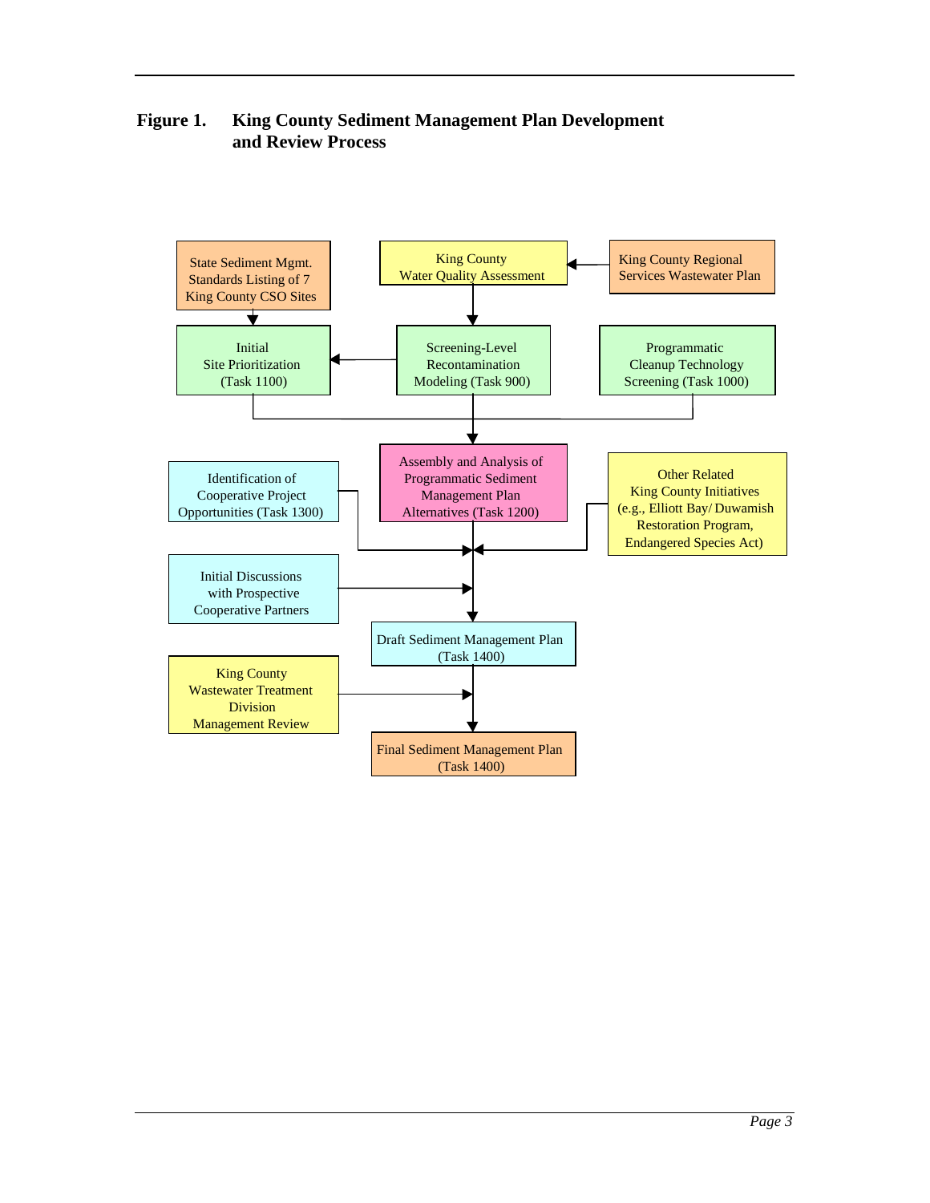**Figure 1. King County Sediment Management Plan Development and Review Process**

State Sediment Mgmt. Standards Listing of 7 King County CSO Sites

King County Water Quality Assessment

King County Regional Services Wastewater Plan

Initial Site Prioritization (Task 1100)

Screening-Level Recontamination Modeling (Task 900)

Programmatic Cleanup Technology Screening (Task 1000)

Identification of Cooperative Project Opportunities (Task 1300)

Assembly and Analysis of Programmatic Sediment Management Plan Alternatives (Task 1200)

Other Related King County Initiatives (e.g., Elliott Bay/ Duwamish Restoration Program, Endangered Species Act)

Initial Discussions with Prospective Cooperative Partners

Draft Sediment Management Plan (Task 1400)

King County Wastewater Treatment Division Management Review

Final Sediment Management Plan (Task 1400)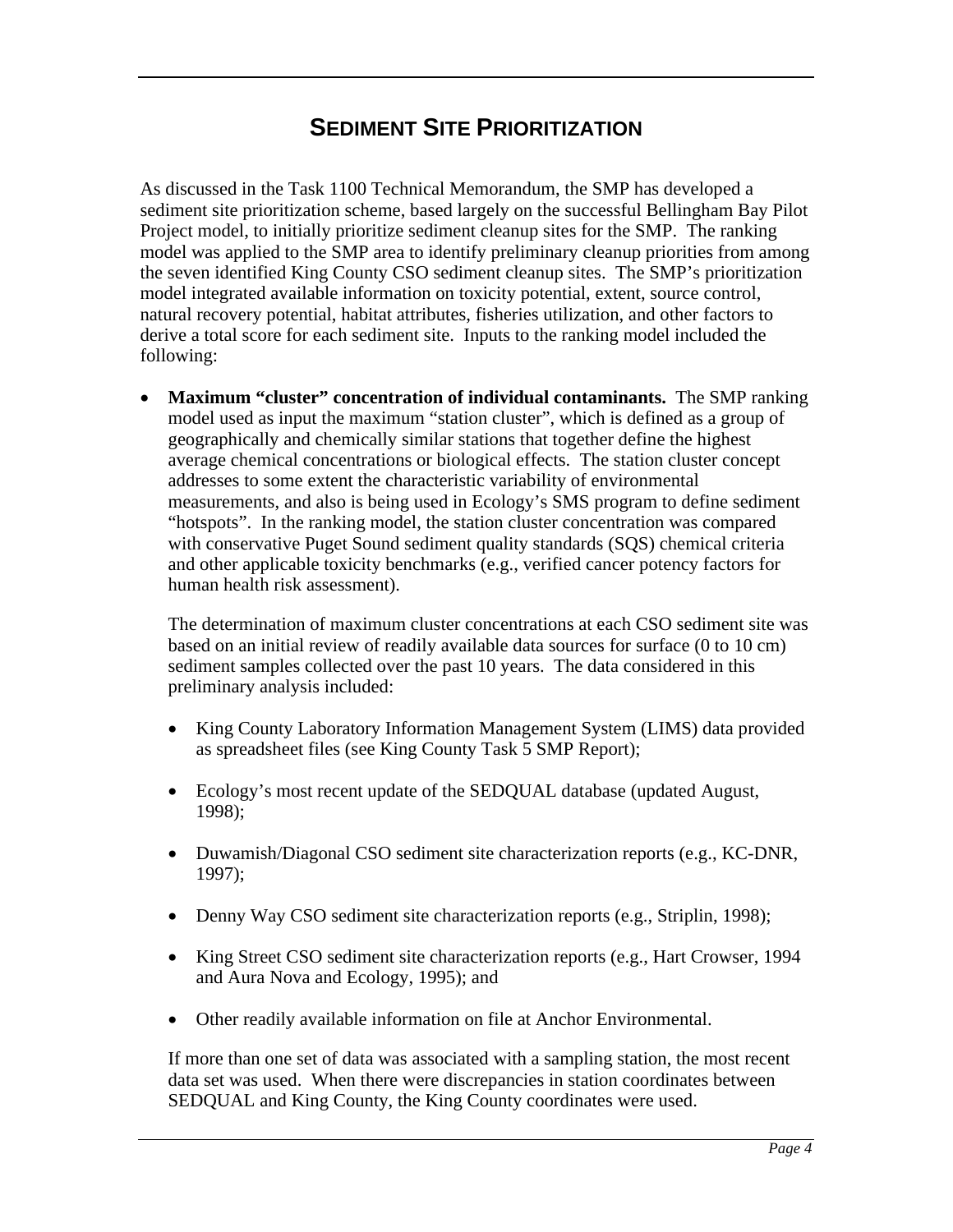# SEDIMENT SITE PRIORITIZATION

As discussed in the Task 1100 Technical Memorandum, the SMP has developed a sediment site prioritization scheme, based largely on the successful Bellingham Bay Pilot Project model, to initially prioritize sediment cleanup sites for the SMP. The ranking model was applied to the SMP area to identify preliminary cleanup priorities from among the seven identified King County CSO sediment cleanup sites. The SMP's prioritization model integrated available information on toxicity potential, extent, source control, natural recovery potential, habitat attributes, fisheries utilization, and other factors to derive a total score for each sediment site. Inputs to the ranking model included the following:

- **Maximum "cluster" concentration of individual contaminants.** The SMP ranking model used as input the maximum "station cluster", which is defined as a group of geographically and chemically similar stations that together define the highest average chemical concentrations or biological effects. The station cluster concept addresses to some extent the characteristic variability of environmental measurements, and also is being used in Ecology's SMS program to define sediment "hotspots". In the ranking model, the station cluster concentration was compared with conservative Puget Sound sediment quality standards (SQS) chemical criteria and other applicable toxicity benchmarks (e.g., verified cancer potency factors for human health risk assessment).

  The determination of maximum cluster concentrations at each CSO sediment site was based on an initial review of readily available data sources for surface (0 to 10 cm) sediment samples collected over the past 10 years. The data considered in this preliminary analysis included:

  - King County Laboratory Information Management System (LIMS) data provided as spreadsheet files (see King County Task 5 SMP Report);
  - Ecology's most recent update of the SEDQUAL database (updated August, 1998);
  - Duwamish/Diagonal CSO sediment site characterization reports (e.g., KC-DNR, 1997);
  - Denny Way CSO sediment site characterization reports (e.g., Striplin, 1998);
  - King Street CSO sediment site characterization reports (e.g., Hart Crowser, 1994 and Aura Nova and Ecology, 1995); and
  - Other readily available information on file at Anchor Environmental.

  If more than one set of data was associated with a sampling station, the most recent data set was used. When there were discrepancies in station coordinates between SEDQUAL and King County, the King County coordinates were used.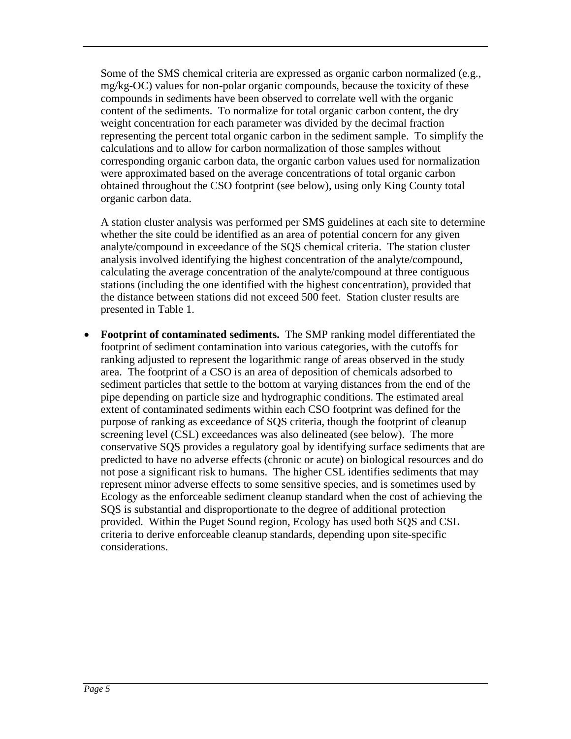Some of the SMS chemical criteria are expressed as organic carbon normalized (e.g., mg/kg-OC) values for non-polar organic compounds, because the toxicity of these compounds in sediments have been observed to correlate well with the organic content of the sediments. To normalize for total organic carbon content, the dry weight concentration for each parameter was divided by the decimal fraction representing the percent total organic carbon in the sediment sample. To simplify the calculations and to allow for carbon normalization of those samples without corresponding organic carbon data, the organic carbon values used for normalization were approximated based on the average concentrations of total organic carbon obtained throughout the CSO footprint (see below), using only King County total organic carbon data.

A station cluster analysis was performed per SMS guidelines at each site to determine whether the site could be identified as an area of potential concern for any given analyte/compound in exceedance of the SQS chemical criteria. The station cluster analysis involved identifying the highest concentration of the analyte/compound, calculating the average concentration of the analyte/compound at three contiguous stations (including the one identified with the highest concentration), provided that the distance between stations did not exceed 500 feet. Station cluster results are presented in Table 1.

- **Footprint of contaminated sediments.** The SMP ranking model differentiated the footprint of sediment contamination into various categories, with the cutoffs for ranking adjusted to represent the logarithmic range of areas observed in the study area. The footprint of a CSO is an area of deposition of chemicals adsorbed to sediment particles that settle to the bottom at varying distances from the end of the pipe depending on particle size and hydrographic conditions. The estimated areal extent of contaminated sediments within each CSO footprint was defined for the purpose of ranking as exceedance of SQS criteria, though the footprint of cleanup screening level (CSL) exceedances was also delineated (see below). The more conservative SQS provides a regulatory goal by identifying surface sediments that are predicted to have no adverse effects (chronic or acute) on biological resources and do not pose a significant risk to humans. The higher CSL identifies sediments that may represent minor adverse effects to some sensitive species, and is sometimes used by Ecology as the enforceable sediment cleanup standard when the cost of achieving the SQS is substantial and disproportionate to the degree of additional protection provided. Within the Puget Sound region, Ecology has used both SQS and CSL criteria to derive enforceable cleanup standards, depending upon site-specific considerations.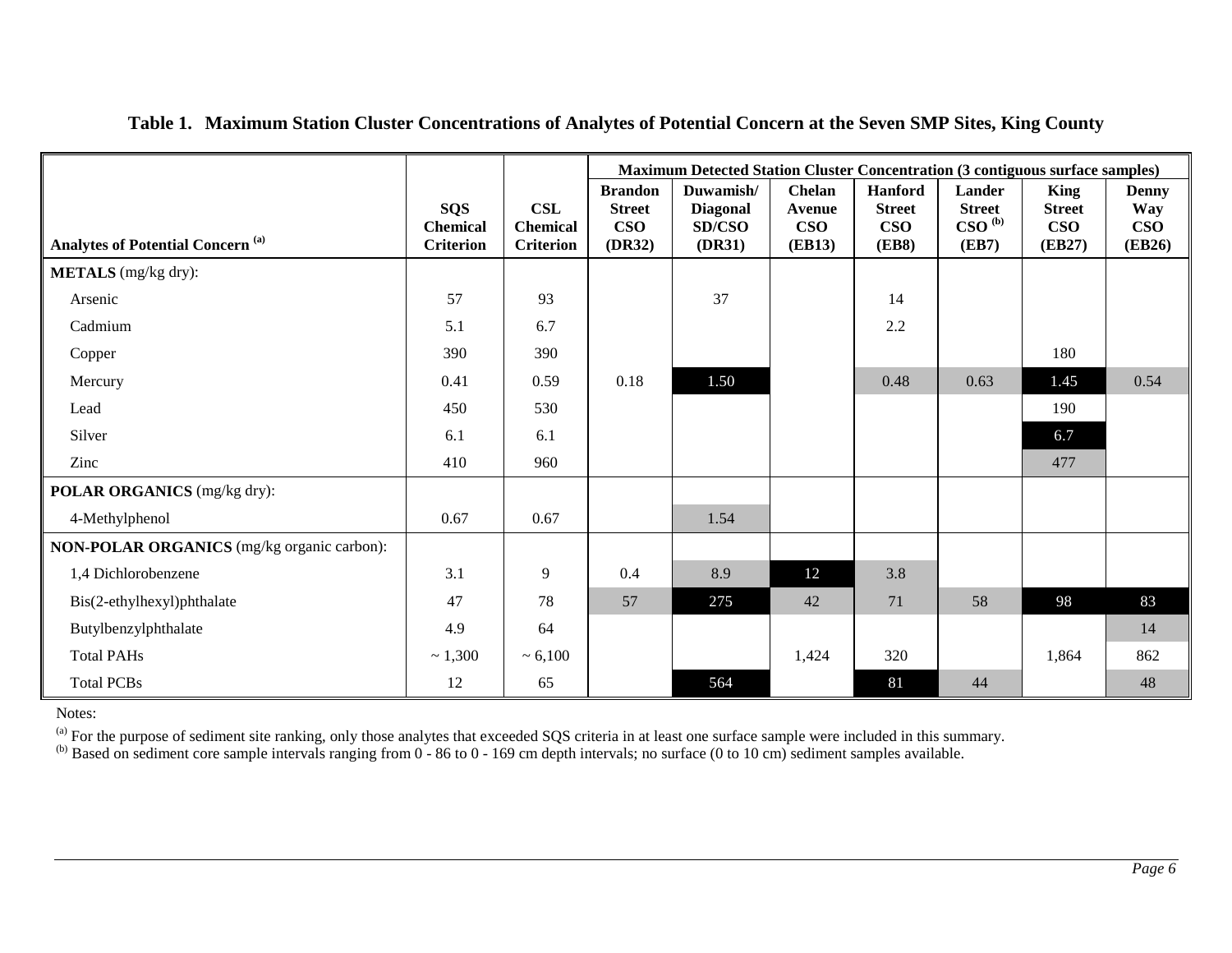**Table 1. Maximum Station Cluster Concentrations of Analytes of Potential Concern at the Seven SMP Sites, King County**

| Analytes of Potential Concern [(a)] | SQS Chemical Criterion | CSL Chemical Criterion | Maximum Detected Station Cluster Concentration (3 contiguous surface samples) | | | | | | |
|---|---|---|---|---|---|---|---|---|---|
| | | | Brandon Street CSO (DR32) | Duwamish/ Diagonal SD/CSO (DR31) | Chelan Avenue CSO (EB13) | Hanford Street CSO (EB8) | Lander Street CSO [(b)] (EB7) | King Street CSO (EB27) | Denny Way CSO (EB26) |
| **METALS** (mg/kg dry): | | | | | | | | | |
| Arsenic | 57 | 93 | | 37 | | 14 | | | |
| Cadmium | 5.1 | 6.7 | | | | 2.2 | | | |
| Copper | 390 | 390 | | | | | | 180 | |
| Mercury | 0.41 | 0.59 | 0.18 | 1.50 | | 0.48 | 0.63 | 1.45 | 0.54 |
| Lead | 450 | 530 | | | | | | 190 | |
| Silver | 6.1 | 6.1 | | | | | | 6.7 | |
| Zinc | 410 | 960 | | | | | | 477 | |
| **POLAR ORGANICS** (mg/kg dry): | | | | | | | | | |
| 4-Methylphenol | 0.67 | 0.67 | | 1.54 | | | | | |
| **NON-POLAR ORGANICS** (mg/kg organic carbon): | | | | | | | | | |
| 1,4 Dichlorobenzene | 3.1 | 9 | 0.4 | 8.9 | 12 | 3.8 | | | |
| Bis(2-ethylhexyl)phthalate | 47 | 78 | 57 | 275 | 42 | 71 | 58 | 98 | 83 |
| Butylbenzylphthalate | 4.9 | 64 | | | | | | | 14 |
| Total PAHs | ~ 1,300 | ~ 6,100 | | | 1,424 | 320 | | 1,864 | 862 |
| Total PCBs | 12 | 65 | | 564 | | 81 | 44 | | 48 |

Notes:

[(a)] For the purpose of sediment site ranking, only those analytes that exceeded SQS criteria in at least one surface sample were included in this summary.
[(b)] Based on sediment core sample intervals ranging from 0 - 86 to 0 - 169 cm depth intervals; no surface (0 to 10 cm) sediment samples available.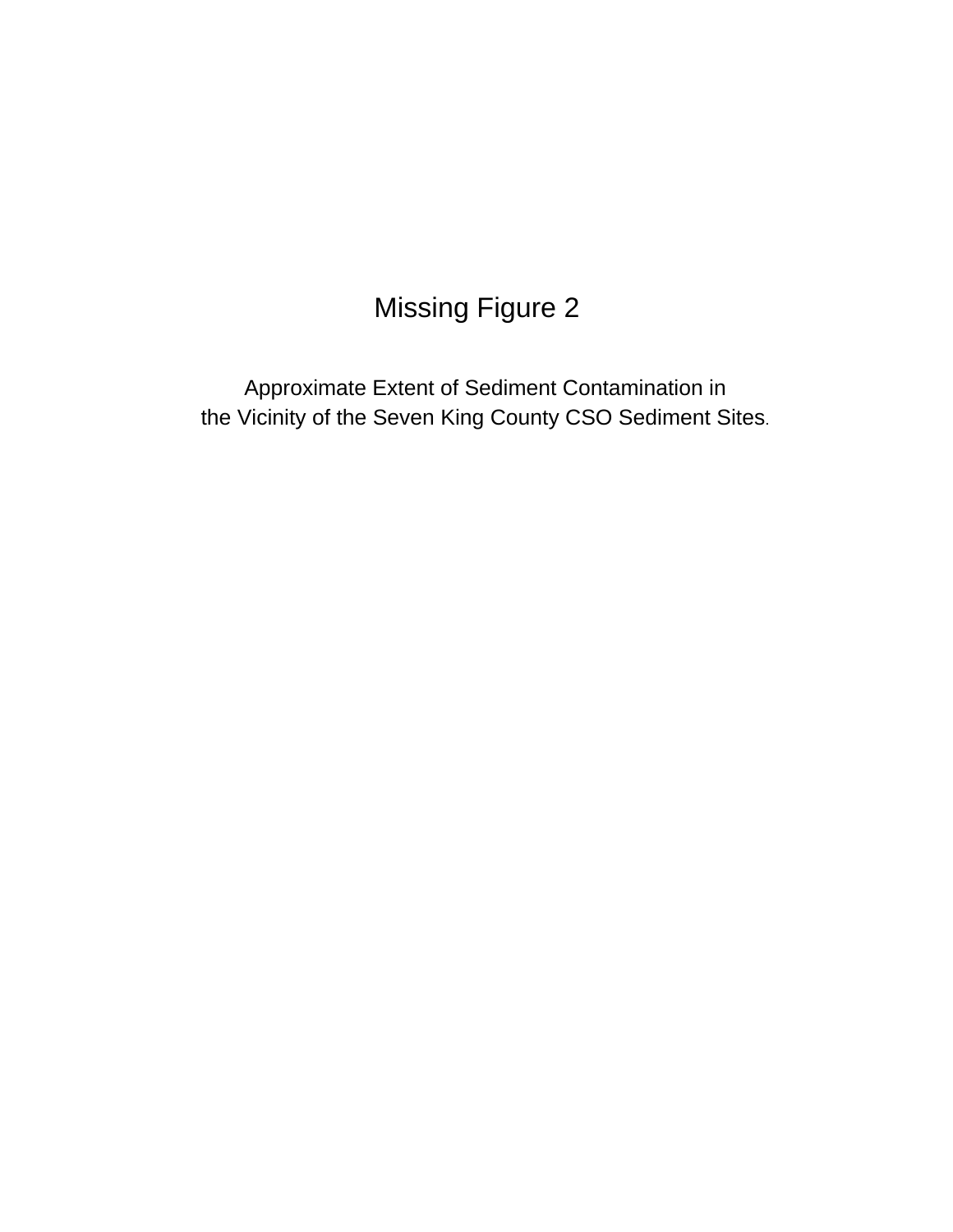Missing Figure 2

Approximate Extent of Sediment Contamination in
the Vicinity of the Seven King County CSO Sediment Sites.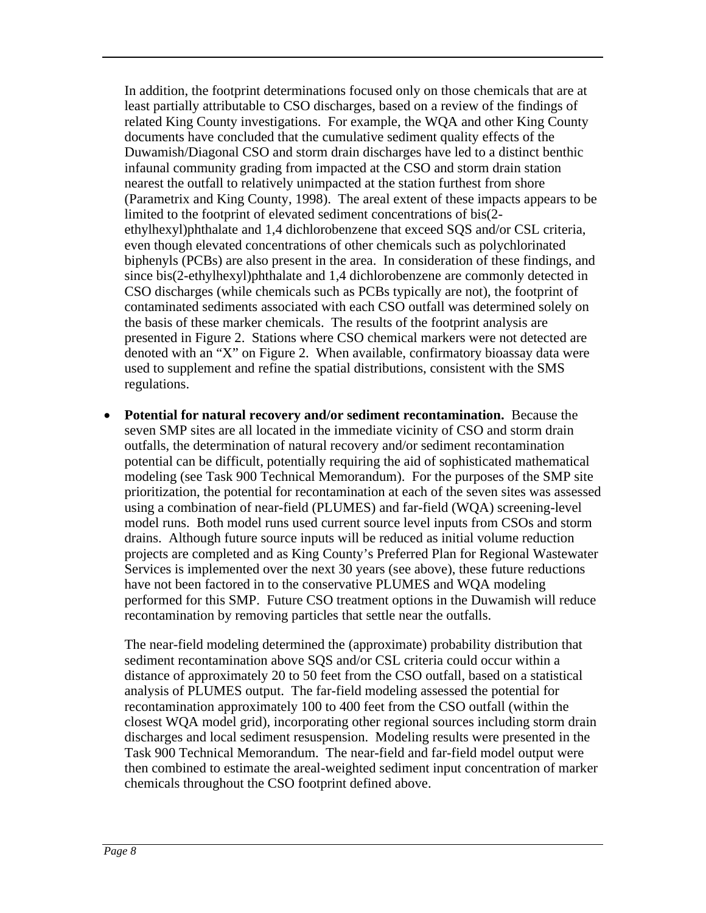In addition, the footprint determinations focused only on those chemicals that are at least partially attributable to CSO discharges, based on a review of the findings of related King County investigations. For example, the WQA and other King County documents have concluded that the cumulative sediment quality effects of the Duwamish/Diagonal CSO and storm drain discharges have led to a distinct benthic infaunal community grading from impacted at the CSO and storm drain station nearest the outfall to relatively unimpacted at the station furthest from shore (Parametrix and King County, 1998). The areal extent of these impacts appears to be limited to the footprint of elevated sediment concentrations of bis(2-ethylhexyl)phthalate and 1,4 dichlorobenzene that exceed SQS and/or CSL criteria, even though elevated concentrations of other chemicals such as polychlorinated biphenyls (PCBs) are also present in the area. In consideration of these findings, and since bis(2-ethylhexyl)phthalate and 1,4 dichlorobenzene are commonly detected in CSO discharges (while chemicals such as PCBs typically are not), the footprint of contaminated sediments associated with each CSO outfall was determined solely on the basis of these marker chemicals. The results of the footprint analysis are presented in Figure 2. Stations where CSO chemical markers were not detected are denoted with an "X" on Figure 2. When available, confirmatory bioassay data were used to supplement and refine the spatial distributions, consistent with the SMS regulations.

- **Potential for natural recovery and/or sediment recontamination.** Because the seven SMP sites are all located in the immediate vicinity of CSO and storm drain outfalls, the determination of natural recovery and/or sediment recontamination potential can be difficult, potentially requiring the aid of sophisticated mathematical modeling (see Task 900 Technical Memorandum). For the purposes of the SMP site prioritization, the potential for recontamination at each of the seven sites was assessed using a combination of near-field (PLUMES) and far-field (WQA) screening-level model runs. Both model runs used current source level inputs from CSOs and storm drains. Although future source inputs will be reduced as initial volume reduction projects are completed and as King County's Preferred Plan for Regional Wastewater Services is implemented over the next 30 years (see above), these future reductions have not been factored in to the conservative PLUMES and WQA modeling performed for this SMP. Future CSO treatment options in the Duwamish will reduce recontamination by removing particles that settle near the outfalls.

  The near-field modeling determined the (approximate) probability distribution that sediment recontamination above SQS and/or CSL criteria could occur within a distance of approximately 20 to 50 feet from the CSO outfall, based on a statistical analysis of PLUMES output. The far-field modeling assessed the potential for recontamination approximately 100 to 400 feet from the CSO outfall (within the closest WQA model grid), incorporating other regional sources including storm drain discharges and local sediment resuspension. Modeling results were presented in the Task 900 Technical Memorandum. The near-field and far-field model output were then combined to estimate the areal-weighted sediment input concentration of marker chemicals throughout the CSO footprint defined above.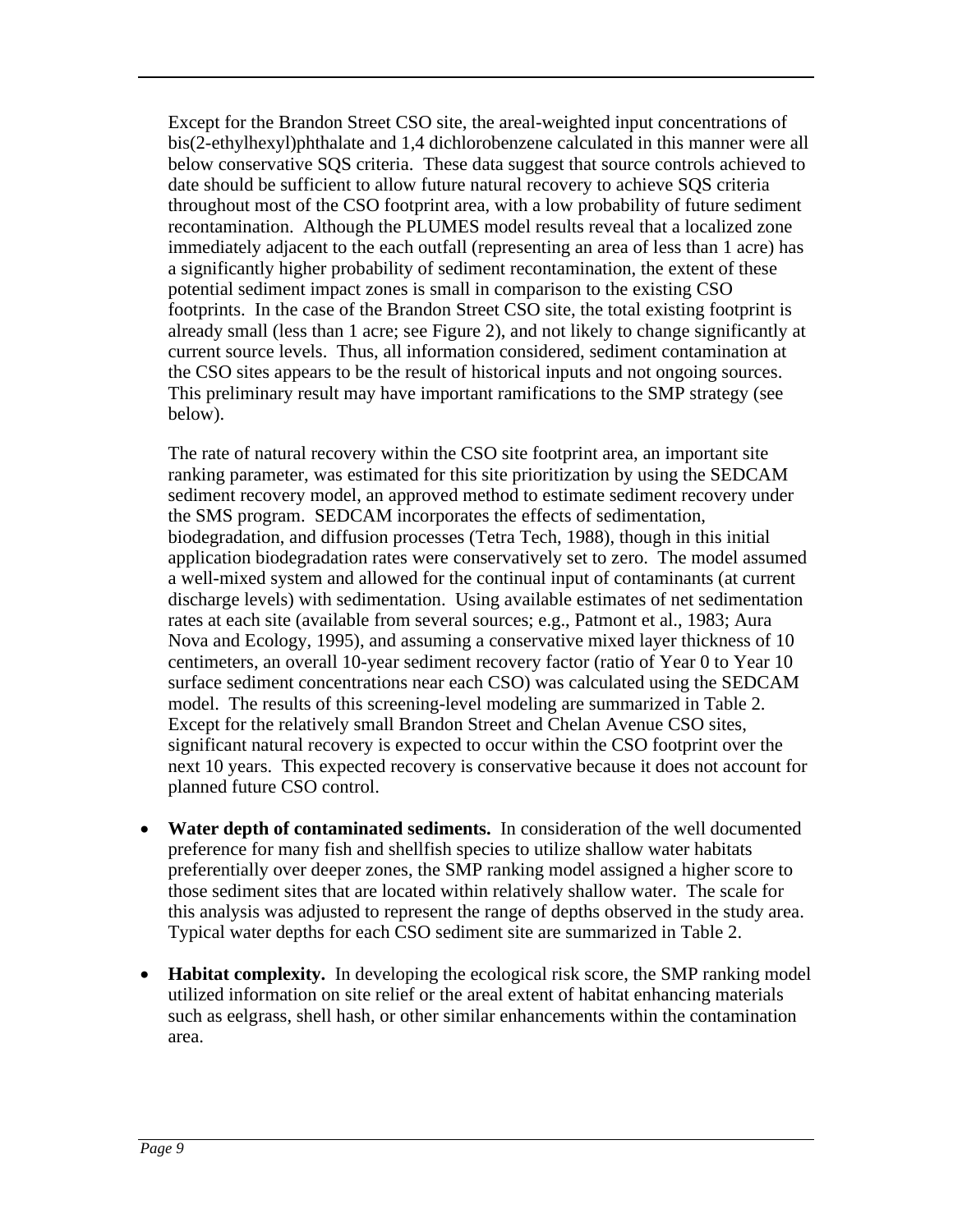Except for the Brandon Street CSO site, the areal-weighted input concentrations of bis(2-ethylhexyl)phthalate and 1,4 dichlorobenzene calculated in this manner were all below conservative SQS criteria. These data suggest that source controls achieved to date should be sufficient to allow future natural recovery to achieve SQS criteria throughout most of the CSO footprint area, with a low probability of future sediment recontamination. Although the PLUMES model results reveal that a localized zone immediately adjacent to the each outfall (representing an area of less than 1 acre) has a significantly higher probability of sediment recontamination, the extent of these potential sediment impact zones is small in comparison to the existing CSO footprints. In the case of the Brandon Street CSO site, the total existing footprint is already small (less than 1 acre; see Figure 2), and not likely to change significantly at current source levels. Thus, all information considered, sediment contamination at the CSO sites appears to be the result of historical inputs and not ongoing sources. This preliminary result may have important ramifications to the SMP strategy (see below).

The rate of natural recovery within the CSO site footprint area, an important site ranking parameter, was estimated for this site prioritization by using the SEDCAM sediment recovery model, an approved method to estimate sediment recovery under the SMS program. SEDCAM incorporates the effects of sedimentation, biodegradation, and diffusion processes (Tetra Tech, 1988), though in this initial application biodegradation rates were conservatively set to zero. The model assumed a well-mixed system and allowed for the continual input of contaminants (at current discharge levels) with sedimentation. Using available estimates of net sedimentation rates at each site (available from several sources; e.g., Patmont et al., 1983; Aura Nova and Ecology, 1995), and assuming a conservative mixed layer thickness of 10 centimeters, an overall 10-year sediment recovery factor (ratio of Year 0 to Year 10 surface sediment concentrations near each CSO) was calculated using the SEDCAM model. The results of this screening-level modeling are summarized in Table 2. Except for the relatively small Brandon Street and Chelan Avenue CSO sites, significant natural recovery is expected to occur within the CSO footprint over the next 10 years. This expected recovery is conservative because it does not account for planned future CSO control.

- **Water depth of contaminated sediments.** In consideration of the well documented preference for many fish and shellfish species to utilize shallow water habitats preferentially over deeper zones, the SMP ranking model assigned a higher score to those sediment sites that are located within relatively shallow water. The scale for this analysis was adjusted to represent the range of depths observed in the study area. Typical water depths for each CSO sediment site are summarized in Table 2.

- **Habitat complexity.** In developing the ecological risk score, the SMP ranking model utilized information on site relief or the areal extent of habitat enhancing materials such as eelgrass, shell hash, or other similar enhancements within the contamination area.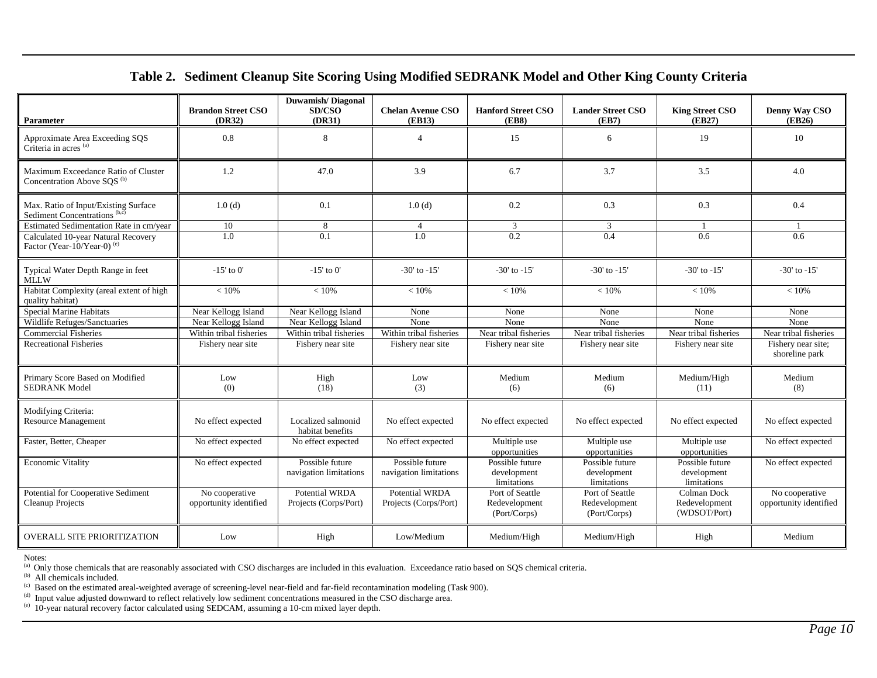## Table 2. Sediment Cleanup Site Scoring Using Modified SEDRANK Model and Other King County Criteria

| Parameter | Brandon Street CSO (DR32) | Duwamish/ Diagonal SD/CSO (DR31) | Chelan Avenue CSO (EB13) | Hanford Street CSO (EB8) | Lander Street CSO (EB7) | King Street CSO (EB27) | Denny Way CSO (EB26) |
|---|---|---|---|---|---|---|---|
| Approximate Area Exceeding SQS Criteria in acres [(a)] | 0.8 | 8 | 4 | 15 | 6 | 19 | 10 |
| Maximum Exceedance Ratio of Cluster Concentration Above SQS [(b)] | 1.2 | 47.0 | 3.9 | 6.7 | 3.7 | 3.5 | 4.0 |
| Max. Ratio of Input/Existing Surface Sediment Concentrations [(b,c)] | 1.0 (d) | 0.1 | 1.0 (d) | 0.2 | 0.3 | 0.3 | 0.4 |
| Estimated Sedimentation Rate in cm/year | 10 | 8 | 4 | 3 | 3 | 1 | 1 |
| Calculated 10-year Natural Recovery Factor (Year-10/Year-0) [(e)] | 1.0 | 0.1 | 1.0 | 0.2 | 0.4 | 0.6 | 0.6 |
| Typical Water Depth Range in feet MLLW | -15' to 0' | -15' to 0' | -30' to -15' | -30' to -15' | -30' to -15' | -30' to -15' | -30' to -15' |
| Habitat Complexity (areal extent of high quality habitat) | < 10% | < 10% | < 10% | < 10% | < 10% | < 10% | < 10% |
| Special Marine Habitats | Near Kellogg Island | Near Kellogg Island | None | None | None | None | None |
| Wildlife Refuges/Sanctuaries | Near Kellogg Island | Near Kellogg Island | None | None | None | None | None |
| Commercial Fisheries | Within tribal fisheries | Within tribal fisheries | Within tribal fisheries | Near tribal fisheries | Near tribal fisheries | Near tribal fisheries | Near tribal fisheries |
| Recreational Fisheries | Fishery near site | Fishery near site | Fishery near site | Fishery near site | Fishery near site | Fishery near site | Fishery near site; shoreline park |
| Primary Score Based on Modified SEDRANK Model | Low (0) | High (18) | Low (3) | Medium (6) | Medium (6) | Medium/High (11) | Medium (8) |
| Modifying Criteria: Resource Management | No effect expected | Localized salmonid habitat benefits | No effect expected | No effect expected | No effect expected | No effect expected | No effect expected |
| Faster, Better, Cheaper | No effect expected | No effect expected | No effect expected | Multiple use opportunities | Multiple use opportunities | Multiple use opportunities | No effect expected |
| Economic Vitality | No effect expected | Possible future navigation limitations | Possible future navigation limitations | Possible future development limitations | Possible future development limitations | Possible future development limitations | No effect expected |
| Potential for Cooperative Sediment Cleanup Projects | No cooperative opportunity identified | Potential WRDA Projects (Corps/Port) | Potential WRDA Projects (Corps/Port) | Port of Seattle Redevelopment (Port/Corps) | Port of Seattle Redevelopment (Port/Corps) | Colman Dock Redevelopment (WDSOT/Port) | No cooperative opportunity identified |
| OVERALL SITE PRIORITIZATION | Low | High | Low/Medium | Medium/High | Medium/High | High | Medium |

Notes:

[(a)] Only those chemicals that are reasonably associated with CSO discharges are included in this evaluation. Exceedance ratio based on SQS chemical criteria.

[(b)] All chemicals included.

[(c)] Based on the estimated areal-weighted average of screening-level near-field and far-field recontamination modeling (Task 900).

[(d)] Input value adjusted downward to reflect relatively low sediment concentrations measured in the CSO discharge area.

[(e)] 10-year natural recovery factor calculated using SEDCAM, assuming a 10-cm mixed layer depth.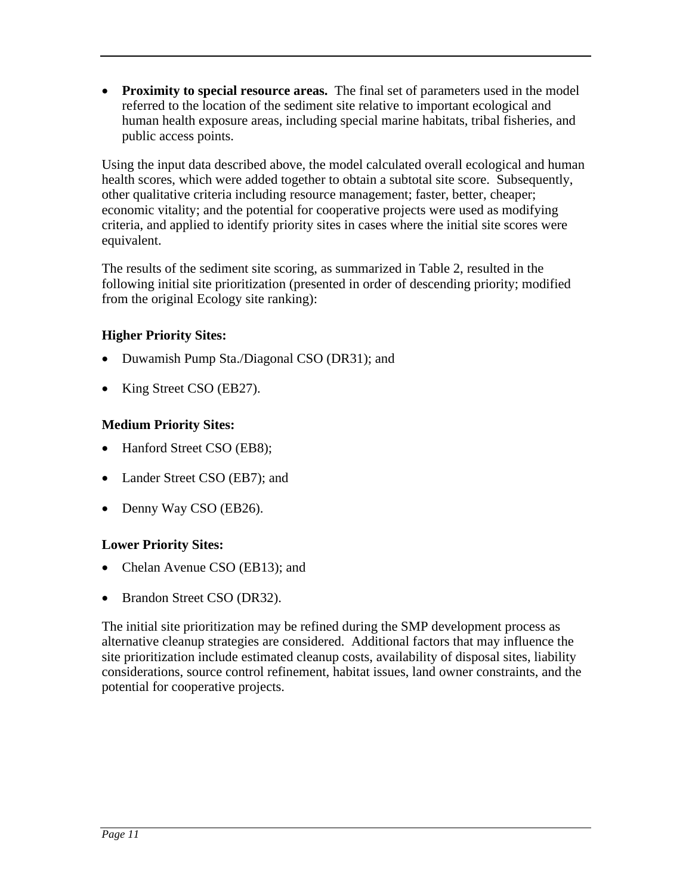- **Proximity to special resource areas.** The final set of parameters used in the model referred to the location of the sediment site relative to important ecological and human health exposure areas, including special marine habitats, tribal fisheries, and public access points.

Using the input data described above, the model calculated overall ecological and human health scores, which were added together to obtain a subtotal site score. Subsequently, other qualitative criteria including resource management; faster, better, cheaper; economic vitality; and the potential for cooperative projects were used as modifying criteria, and applied to identify priority sites in cases where the initial site scores were equivalent.

The results of the sediment site scoring, as summarized in Table 2, resulted in the following initial site prioritization (presented in order of descending priority; modified from the original Ecology site ranking):

**Higher Priority Sites:**

- Duwamish Pump Sta./Diagonal CSO (DR31); and
- King Street CSO (EB27).

**Medium Priority Sites:**

- Hanford Street CSO (EB8);
- Lander Street CSO (EB7); and
- Denny Way CSO (EB26).

**Lower Priority Sites:**

- Chelan Avenue CSO (EB13); and
- Brandon Street CSO (DR32).

The initial site prioritization may be refined during the SMP development process as alternative cleanup strategies are considered. Additional factors that may influence the site prioritization include estimated cleanup costs, availability of disposal sites, liability considerations, source control refinement, habitat issues, land owner constraints, and the potential for cooperative projects.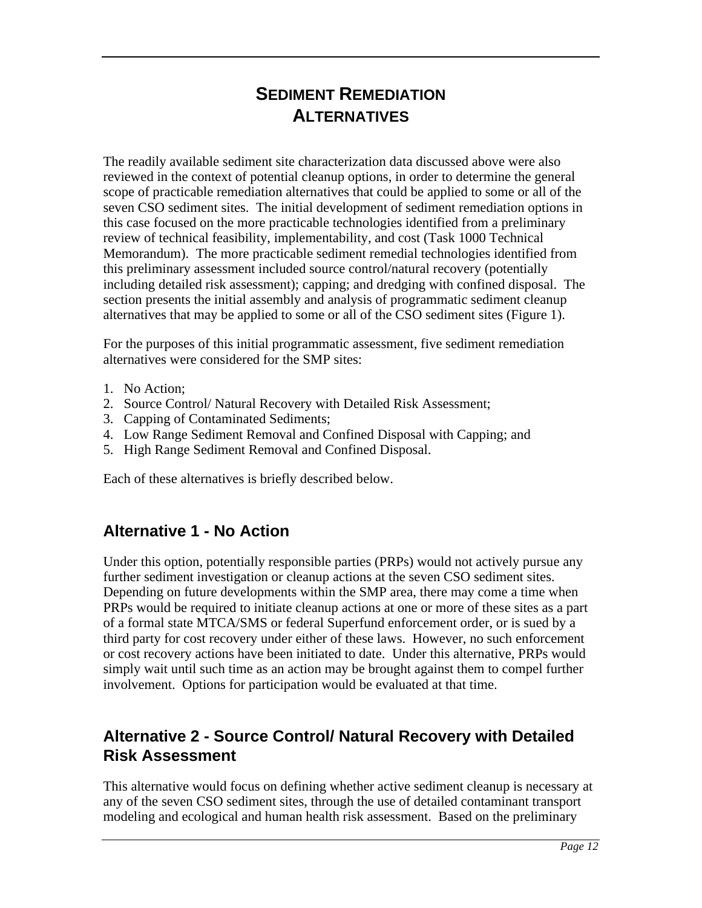# SEDIMENT REMEDIATION ALTERNATIVES

The readily available sediment site characterization data discussed above were also reviewed in the context of potential cleanup options, in order to determine the general scope of practicable remediation alternatives that could be applied to some or all of the seven CSO sediment sites. The initial development of sediment remediation options in this case focused on the more practicable technologies identified from a preliminary review of technical feasibility, implementability, and cost (Task 1000 Technical Memorandum). The more practicable sediment remedial technologies identified from this preliminary assessment included source control/natural recovery (potentially including detailed risk assessment); capping; and dredging with confined disposal. The section presents the initial assembly and analysis of programmatic sediment cleanup alternatives that may be applied to some or all of the CSO sediment sites (Figure 1).

For the purposes of this initial programmatic assessment, five sediment remediation alternatives were considered for the SMP sites:

1. No Action;
2. Source Control/ Natural Recovery with Detailed Risk Assessment;
3. Capping of Contaminated Sediments;
4. Low Range Sediment Removal and Confined Disposal with Capping; and
5. High Range Sediment Removal and Confined Disposal.

Each of these alternatives is briefly described below.

## Alternative 1 - No Action

Under this option, potentially responsible parties (PRPs) would not actively pursue any further sediment investigation or cleanup actions at the seven CSO sediment sites. Depending on future developments within the SMP area, there may come a time when PRPs would be required to initiate cleanup actions at one or more of these sites as a part of a formal state MTCA/SMS or federal Superfund enforcement order, or is sued by a third party for cost recovery under either of these laws. However, no such enforcement or cost recovery actions have been initiated to date. Under this alternative, PRPs would simply wait until such time as an action may be brought against them to compel further involvement. Options for participation would be evaluated at that time.

## Alternative 2 - Source Control/ Natural Recovery with Detailed Risk Assessment

This alternative would focus on defining whether active sediment cleanup is necessary at any of the seven CSO sediment sites, through the use of detailed contaminant transport modeling and ecological and human health risk assessment. Based on the preliminary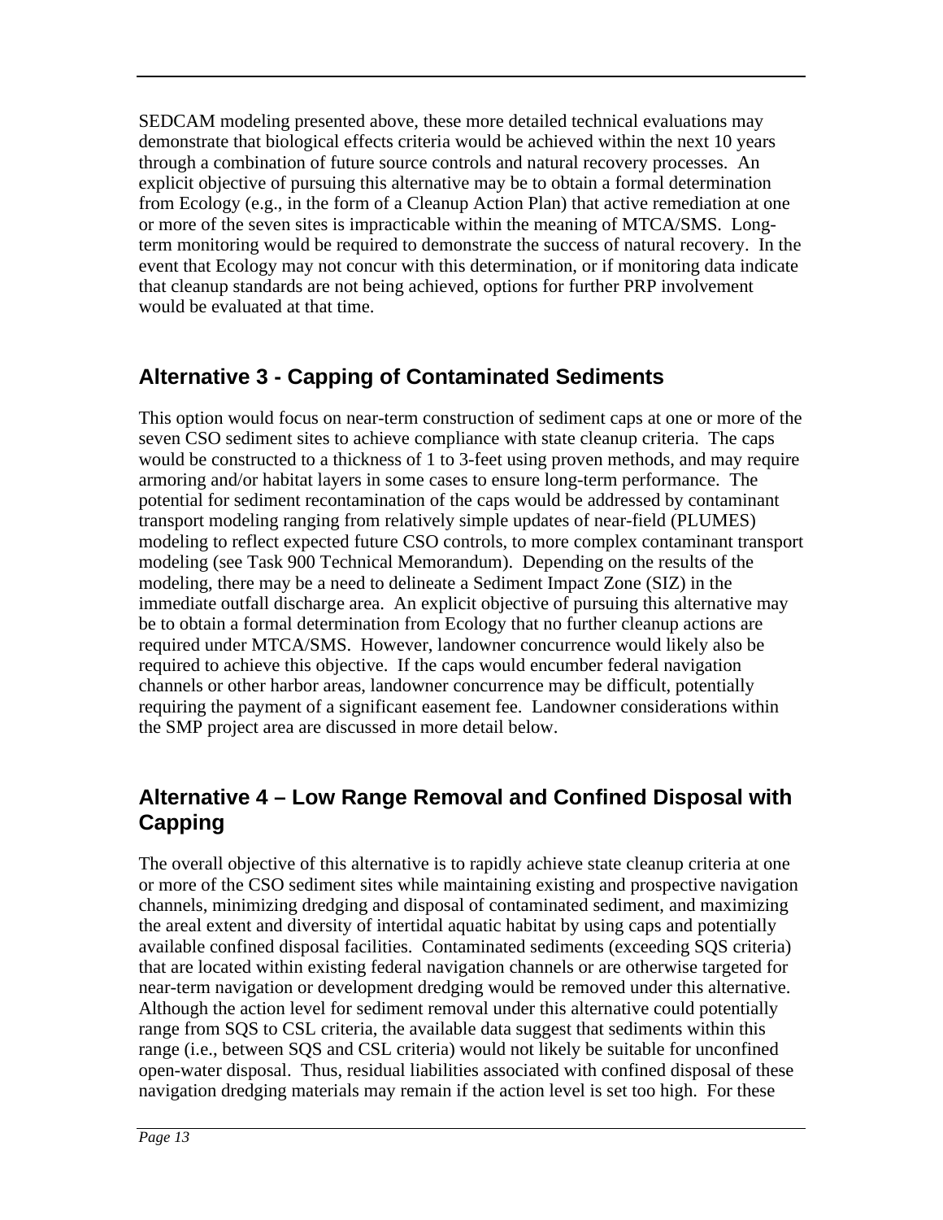SEDCAM modeling presented above, these more detailed technical evaluations may demonstrate that biological effects criteria would be achieved within the next 10 years through a combination of future source controls and natural recovery processes. An explicit objective of pursuing this alternative may be to obtain a formal determination from Ecology (e.g., in the form of a Cleanup Action Plan) that active remediation at one or more of the seven sites is impracticable within the meaning of MTCA/SMS. Long-term monitoring would be required to demonstrate the success of natural recovery. In the event that Ecology may not concur with this determination, or if monitoring data indicate that cleanup standards are not being achieved, options for further PRP involvement would be evaluated at that time.

## Alternative 3 - Capping of Contaminated Sediments

This option would focus on near-term construction of sediment caps at one or more of the seven CSO sediment sites to achieve compliance with state cleanup criteria. The caps would be constructed to a thickness of 1 to 3-feet using proven methods, and may require armoring and/or habitat layers in some cases to ensure long-term performance. The potential for sediment recontamination of the caps would be addressed by contaminant transport modeling ranging from relatively simple updates of near-field (PLUMES) modeling to reflect expected future CSO controls, to more complex contaminant transport modeling (see Task 900 Technical Memorandum). Depending on the results of the modeling, there may be a need to delineate a Sediment Impact Zone (SIZ) in the immediate outfall discharge area. An explicit objective of pursuing this alternative may be to obtain a formal determination from Ecology that no further cleanup actions are required under MTCA/SMS. However, landowner concurrence would likely also be required to achieve this objective. If the caps would encumber federal navigation channels or other harbor areas, landowner concurrence may be difficult, potentially requiring the payment of a significant easement fee. Landowner considerations within the SMP project area are discussed in more detail below.

## Alternative 4 – Low Range Removal and Confined Disposal with Capping

The overall objective of this alternative is to rapidly achieve state cleanup criteria at one or more of the CSO sediment sites while maintaining existing and prospective navigation channels, minimizing dredging and disposal of contaminated sediment, and maximizing the areal extent and diversity of intertidal aquatic habitat by using caps and potentially available confined disposal facilities. Contaminated sediments (exceeding SQS criteria) that are located within existing federal navigation channels or are otherwise targeted for near-term navigation or development dredging would be removed under this alternative. Although the action level for sediment removal under this alternative could potentially range from SQS to CSL criteria, the available data suggest that sediments within this range (i.e., between SQS and CSL criteria) would not likely be suitable for unconfined open-water disposal. Thus, residual liabilities associated with confined disposal of these navigation dredging materials may remain if the action level is set too high. For these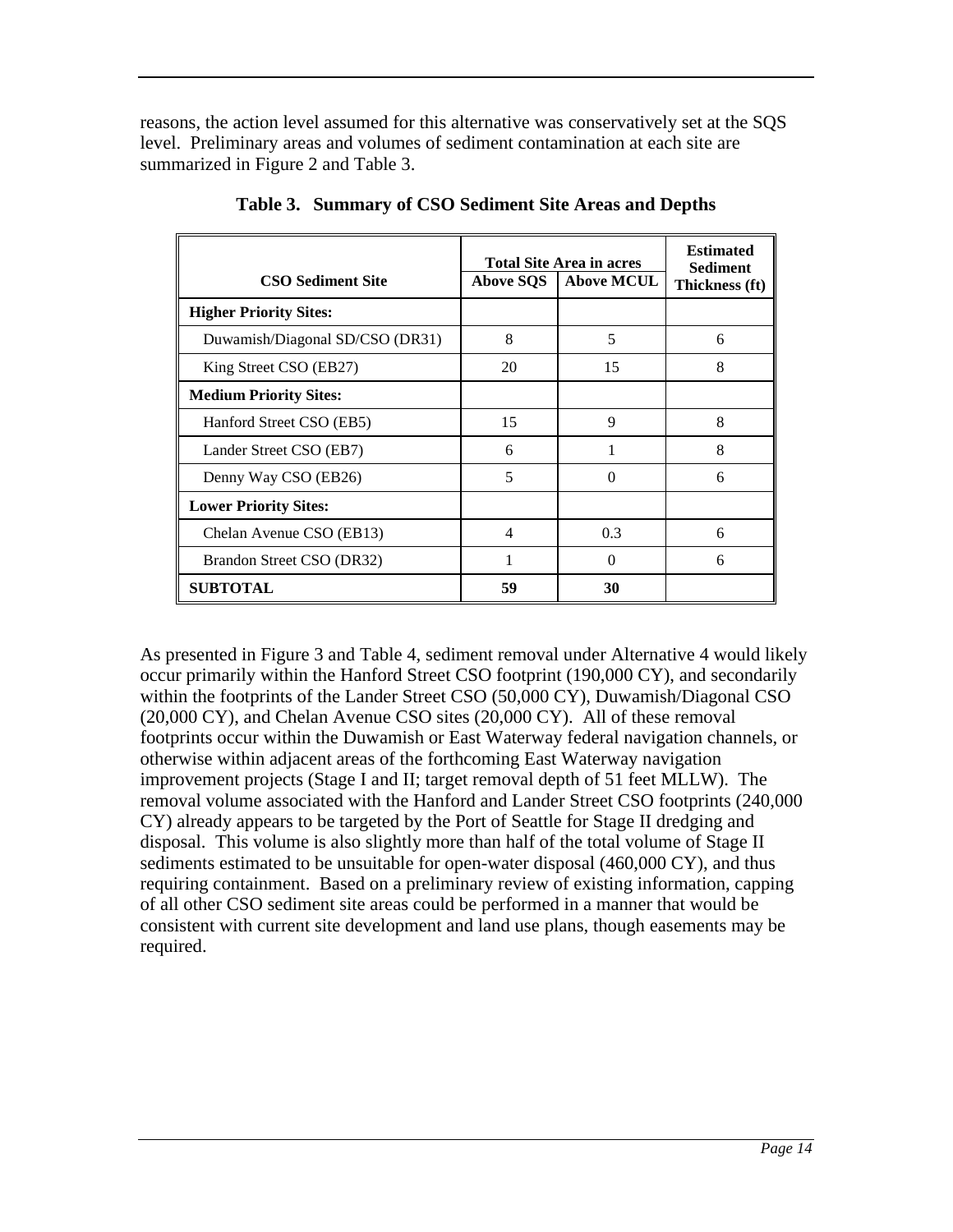reasons, the action level assumed for this alternative was conservatively set at the SQS level. Preliminary areas and volumes of sediment contamination at each site are summarized in Figure 2 and Table 3.

**Table 3. Summary of CSO Sediment Site Areas and Depths**

| CSO Sediment Site | Total Site Area in acres | | Estimated Sediment Thickness (ft) |
|---|---|---|---|
| | Above SQS | Above MCUL | |
| **Higher Priority Sites:** | | | |
| Duwamish/Diagonal SD/CSO (DR31) | 8 | 5 | 6 |
| King Street CSO (EB27) | 20 | 15 | 8 |
| **Medium Priority Sites:** | | | |
| Hanford Street CSO (EB5) | 15 | 9 | 8 |
| Lander Street CSO (EB7) | 6 | 1 | 8 |
| Denny Way CSO (EB26) | 5 | 0 | 6 |
| **Lower Priority Sites:** | | | |
| Chelan Avenue CSO (EB13) | 4 | 0.3 | 6 |
| Brandon Street CSO (DR32) | 1 | 0 | 6 |
| **SUBTOTAL** | **59** | **30** | |

As presented in Figure 3 and Table 4, sediment removal under Alternative 4 would likely occur primarily within the Hanford Street CSO footprint (190,000 CY), and secondarily within the footprints of the Lander Street CSO (50,000 CY), Duwamish/Diagonal CSO (20,000 CY), and Chelan Avenue CSO sites (20,000 CY). All of these removal footprints occur within the Duwamish or East Waterway federal navigation channels, or otherwise within adjacent areas of the forthcoming East Waterway navigation improvement projects (Stage I and II; target removal depth of 51 feet MLLW). The removal volume associated with the Hanford and Lander Street CSO footprints (240,000 CY) already appears to be targeted by the Port of Seattle for Stage II dredging and disposal. This volume is also slightly more than half of the total volume of Stage II sediments estimated to be unsuitable for open-water disposal (460,000 CY), and thus requiring containment. Based on a preliminary review of existing information, capping of all other CSO sediment site areas could be performed in a manner that would be consistent with current site development and land use plans, though easements may be required.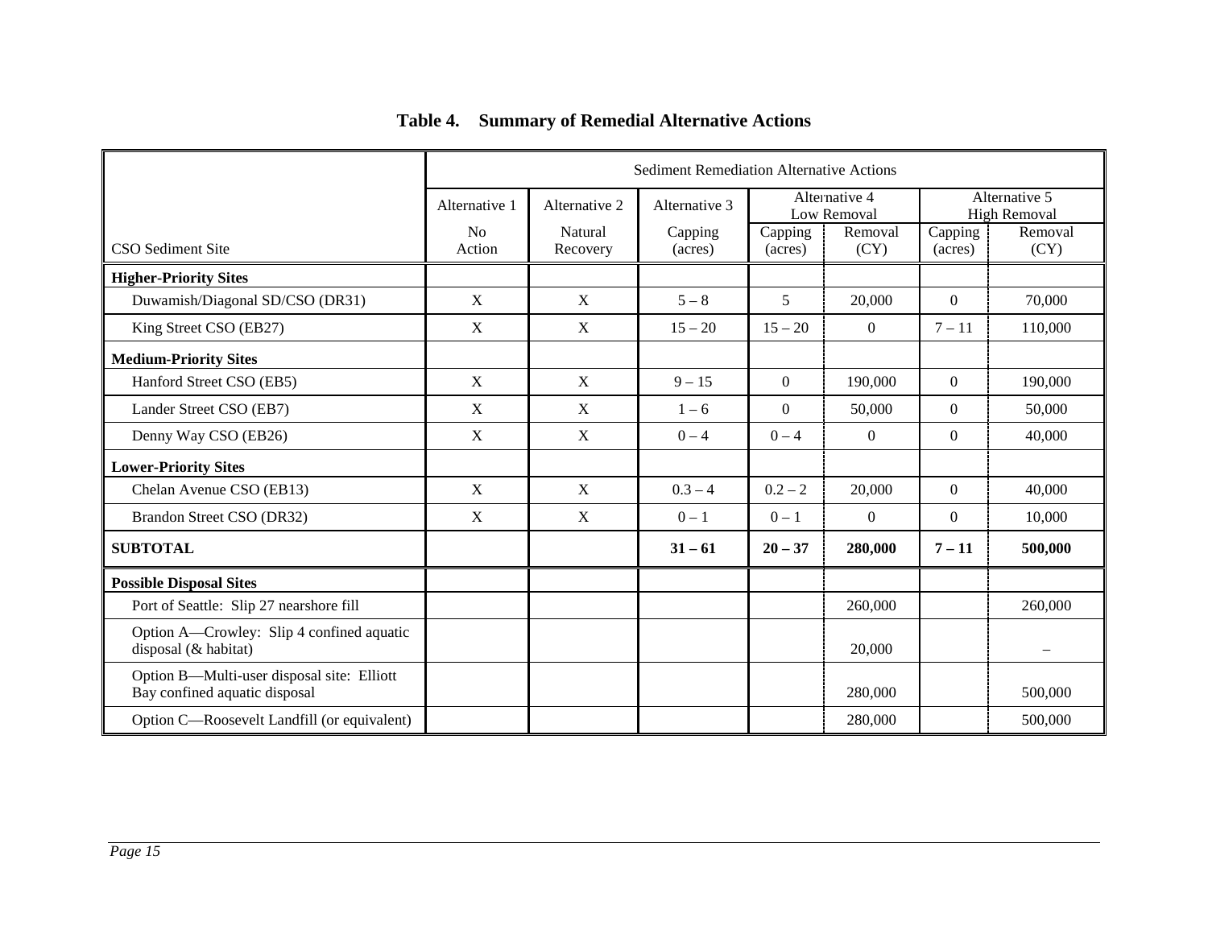**Table 4. Summary of Remedial Alternative Actions**

| | Sediment Remediation Alternative Actions | | | | | | |
|---|---|---|---|---|---|---|---|
| | Alternative 1 | Alternative 2 | Alternative 3 | Alternative 4 Low Removal | | Alternative 5 High Removal | |
| CSO Sediment Site | No Action | Natural Recovery | Capping (acres) | Capping (acres) | Removal (CY) | Capping (acres) | Removal (CY) |
| **Higher-Priority Sites** | | | | | | | |
| Duwamish/Diagonal SD/CSO (DR31) | X | X | 5 – 8 | 5 | 20,000 | 0 | 70,000 |
| King Street CSO (EB27) | X | X | 15 – 20 | 15 – 20 | 0 | 7 – 11 | 110,000 |
| **Medium-Priority Sites** | | | | | | | |
| Hanford Street CSO (EB5) | X | X | 9 – 15 | 0 | 190,000 | 0 | 190,000 |
| Lander Street CSO (EB7) | X | X | 1 – 6 | 0 | 50,000 | 0 | 50,000 |
| Denny Way CSO (EB26) | X | X | 0 – 4 | 0 – 4 | 0 | 0 | 40,000 |
| **Lower-Priority Sites** | | | | | | | |
| Chelan Avenue CSO (EB13) | X | X | 0.3 – 4 | 0.2 – 2 | 20,000 | 0 | 40,000 |
| Brandon Street CSO (DR32) | X | X | 0 – 1 | 0 – 1 | 0 | 0 | 10,000 |
| **SUBTOTAL** | | | **31 – 61** | **20 – 37** | **280,000** | **7 – 11** | **500,000** |
| **Possible Disposal Sites** | | | | | | | |
| Port of Seattle: Slip 27 nearshore fill | | | | | 260,000 | | 260,000 |
| Option A—Crowley: Slip 4 confined aquatic disposal (& habitat) | | | | | 20,000 | | – |
| Option B—Multi-user disposal site: Elliott Bay confined aquatic disposal | | | | | 280,000 | | 500,000 |
| Option C—Roosevelt Landfill (or equivalent) | | | | | 280,000 | | 500,000 |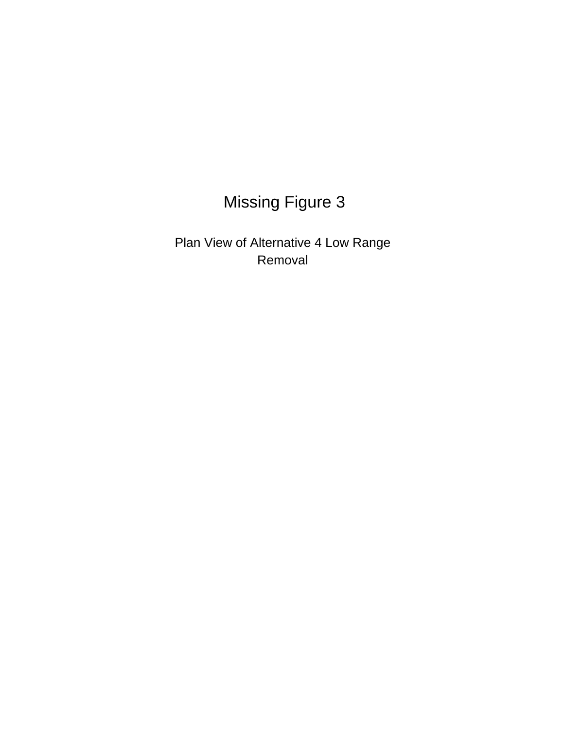Missing Figure 3

Plan View of Alternative 4 Low Range Removal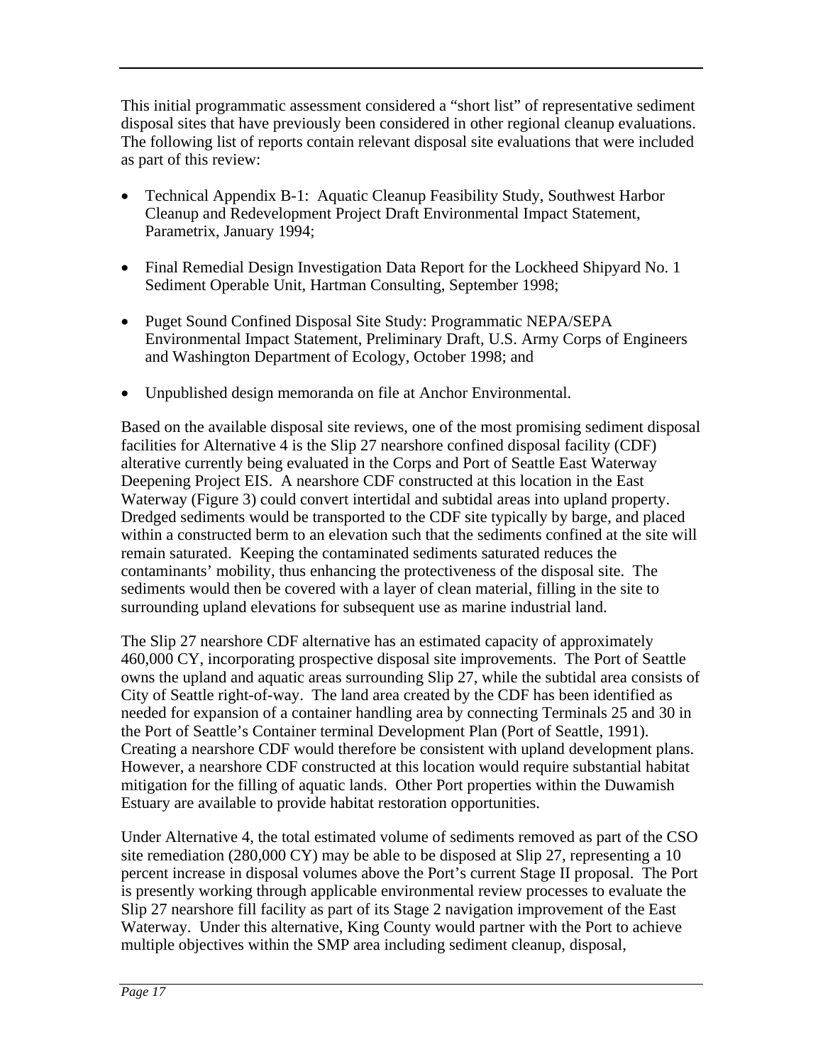This initial programmatic assessment considered a "short list" of representative sediment disposal sites that have previously been considered in other regional cleanup evaluations. The following list of reports contain relevant disposal site evaluations that were included as part of this review:

- Technical Appendix B-1: Aquatic Cleanup Feasibility Study, Southwest Harbor Cleanup and Redevelopment Project Draft Environmental Impact Statement, Parametrix, January 1994;
- Final Remedial Design Investigation Data Report for the Lockheed Shipyard No. 1 Sediment Operable Unit, Hartman Consulting, September 1998;
- Puget Sound Confined Disposal Site Study: Programmatic NEPA/SEPA Environmental Impact Statement, Preliminary Draft, U.S. Army Corps of Engineers and Washington Department of Ecology, October 1998; and
- Unpublished design memoranda on file at Anchor Environmental.

Based on the available disposal site reviews, one of the most promising sediment disposal facilities for Alternative 4 is the Slip 27 nearshore confined disposal facility (CDF) alterative currently being evaluated in the Corps and Port of Seattle East Waterway Deepening Project EIS. A nearshore CDF constructed at this location in the East Waterway (Figure 3) could convert intertidal and subtidal areas into upland property. Dredged sediments would be transported to the CDF site typically by barge, and placed within a constructed berm to an elevation such that the sediments confined at the site will remain saturated. Keeping the contaminated sediments saturated reduces the contaminants' mobility, thus enhancing the protectiveness of the disposal site. The sediments would then be covered with a layer of clean material, filling in the site to surrounding upland elevations for subsequent use as marine industrial land.

The Slip 27 nearshore CDF alternative has an estimated capacity of approximately 460,000 CY, incorporating prospective disposal site improvements. The Port of Seattle owns the upland and aquatic areas surrounding Slip 27, while the subtidal area consists of City of Seattle right-of-way. The land area created by the CDF has been identified as needed for expansion of a container handling area by connecting Terminals 25 and 30 in the Port of Seattle's Container terminal Development Plan (Port of Seattle, 1991). Creating a nearshore CDF would therefore be consistent with upland development plans. However, a nearshore CDF constructed at this location would require substantial habitat mitigation for the filling of aquatic lands. Other Port properties within the Duwamish Estuary are available to provide habitat restoration opportunities.

Under Alternative 4, the total estimated volume of sediments removed as part of the CSO site remediation (280,000 CY) may be able to be disposed at Slip 27, representing a 10 percent increase in disposal volumes above the Port's current Stage II proposal. The Port is presently working through applicable environmental review processes to evaluate the Slip 27 nearshore fill facility as part of its Stage 2 navigation improvement of the East Waterway. Under this alternative, King County would partner with the Port to achieve multiple objectives within the SMP area including sediment cleanup, disposal,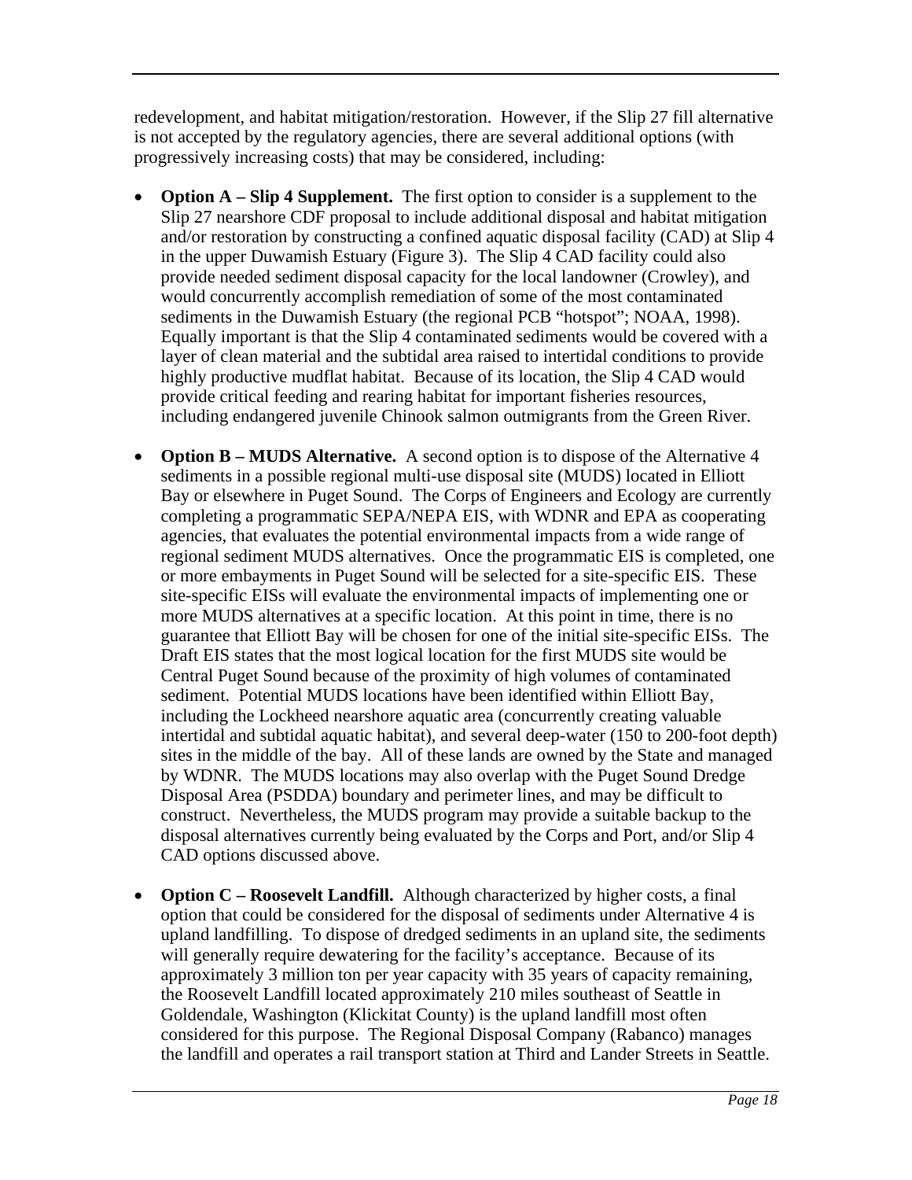redevelopment, and habitat mitigation/restoration. However, if the Slip 27 fill alternative is not accepted by the regulatory agencies, there are several additional options (with progressively increasing costs) that may be considered, including:

- **Option A – Slip 4 Supplement.** The first option to consider is a supplement to the Slip 27 nearshore CDF proposal to include additional disposal and habitat mitigation and/or restoration by constructing a confined aquatic disposal facility (CAD) at Slip 4 in the upper Duwamish Estuary (Figure 3). The Slip 4 CAD facility could also provide needed sediment disposal capacity for the local landowner (Crowley), and would concurrently accomplish remediation of some of the most contaminated sediments in the Duwamish Estuary (the regional PCB "hotspot"; NOAA, 1998). Equally important is that the Slip 4 contaminated sediments would be covered with a layer of clean material and the subtidal area raised to intertidal conditions to provide highly productive mudflat habitat. Because of its location, the Slip 4 CAD would provide critical feeding and rearing habitat for important fisheries resources, including endangered juvenile Chinook salmon outmigrants from the Green River.

- **Option B – MUDS Alternative.** A second option is to dispose of the Alternative 4 sediments in a possible regional multi-use disposal site (MUDS) located in Elliott Bay or elsewhere in Puget Sound. The Corps of Engineers and Ecology are currently completing a programmatic SEPA/NEPA EIS, with WDNR and EPA as cooperating agencies, that evaluates the potential environmental impacts from a wide range of regional sediment MUDS alternatives. Once the programmatic EIS is completed, one or more embayments in Puget Sound will be selected for a site-specific EIS. These site-specific EISs will evaluate the environmental impacts of implementing one or more MUDS alternatives at a specific location. At this point in time, there is no guarantee that Elliott Bay will be chosen for one of the initial site-specific EISs. The Draft EIS states that the most logical location for the first MUDS site would be Central Puget Sound because of the proximity of high volumes of contaminated sediment. Potential MUDS locations have been identified within Elliott Bay, including the Lockheed nearshore aquatic area (concurrently creating valuable intertidal and subtidal aquatic habitat), and several deep-water (150 to 200-foot depth) sites in the middle of the bay. All of these lands are owned by the State and managed by WDNR. The MUDS locations may also overlap with the Puget Sound Dredge Disposal Area (PSDDA) boundary and perimeter lines, and may be difficult to construct. Nevertheless, the MUDS program may provide a suitable backup to the disposal alternatives currently being evaluated by the Corps and Port, and/or Slip 4 CAD options discussed above.

- **Option C – Roosevelt Landfill.** Although characterized by higher costs, a final option that could be considered for the disposal of sediments under Alternative 4 is upland landfilling. To dispose of dredged sediments in an upland site, the sediments will generally require dewatering for the facility's acceptance. Because of its approximately 3 million ton per year capacity with 35 years of capacity remaining, the Roosevelt Landfill located approximately 210 miles southeast of Seattle in Goldendale, Washington (Klickitat County) is the upland landfill most often considered for this purpose. The Regional Disposal Company (Rabanco) manages the landfill and operates a rail transport station at Third and Lander Streets in Seattle.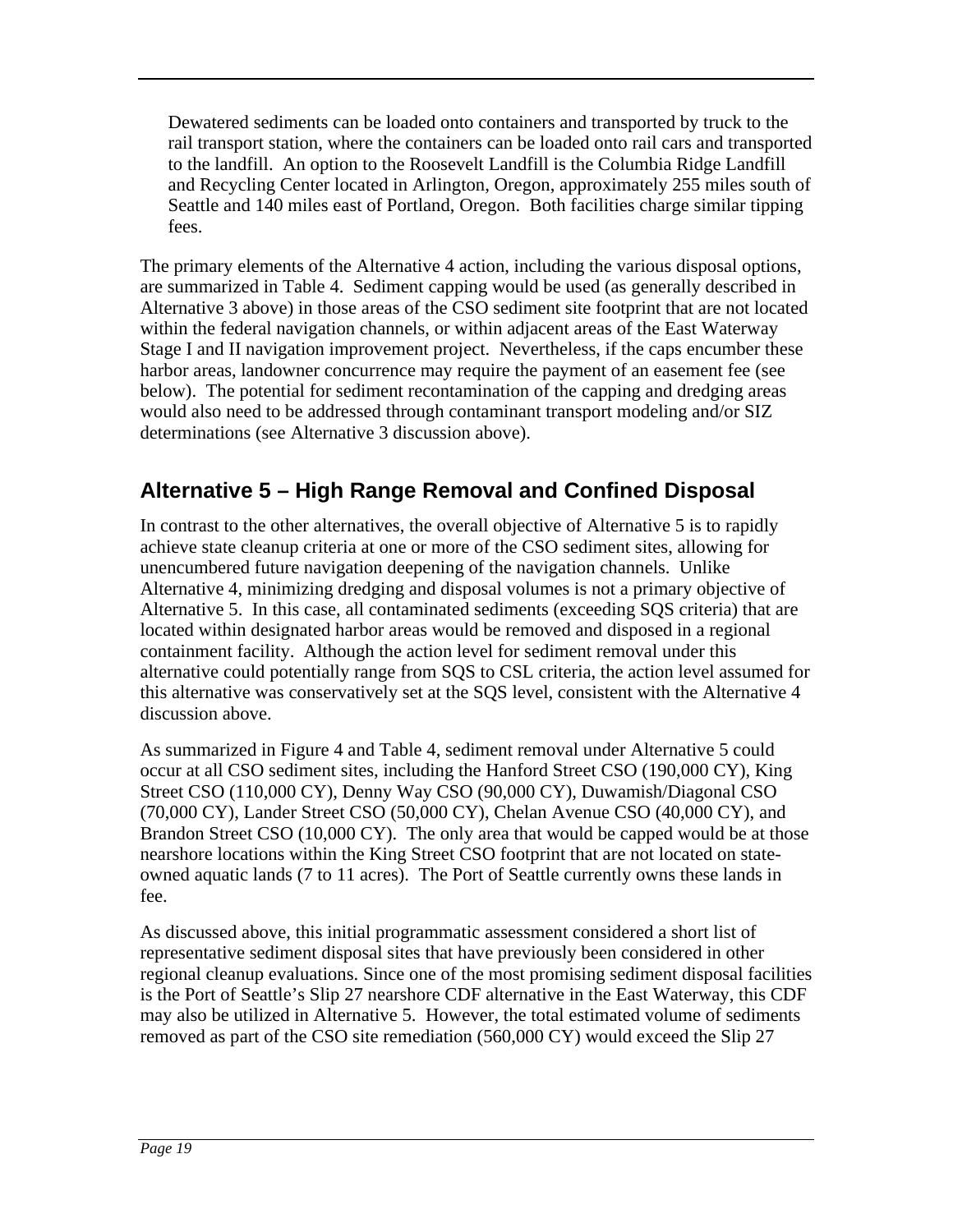Dewatered sediments can be loaded onto containers and transported by truck to the rail transport station, where the containers can be loaded onto rail cars and transported to the landfill. An option to the Roosevelt Landfill is the Columbia Ridge Landfill and Recycling Center located in Arlington, Oregon, approximately 255 miles south of Seattle and 140 miles east of Portland, Oregon. Both facilities charge similar tipping fees.

The primary elements of the Alternative 4 action, including the various disposal options, are summarized in Table 4. Sediment capping would be used (as generally described in Alternative 3 above) in those areas of the CSO sediment site footprint that are not located within the federal navigation channels, or within adjacent areas of the East Waterway Stage I and II navigation improvement project. Nevertheless, if the caps encumber these harbor areas, landowner concurrence may require the payment of an easement fee (see below). The potential for sediment recontamination of the capping and dredging areas would also need to be addressed through contaminant transport modeling and/or SIZ determinations (see Alternative 3 discussion above).

## Alternative 5 – High Range Removal and Confined Disposal

In contrast to the other alternatives, the overall objective of Alternative 5 is to rapidly achieve state cleanup criteria at one or more of the CSO sediment sites, allowing for unencumbered future navigation deepening of the navigation channels. Unlike Alternative 4, minimizing dredging and disposal volumes is not a primary objective of Alternative 5. In this case, all contaminated sediments (exceeding SQS criteria) that are located within designated harbor areas would be removed and disposed in a regional containment facility. Although the action level for sediment removal under this alternative could potentially range from SQS to CSL criteria, the action level assumed for this alternative was conservatively set at the SQS level, consistent with the Alternative 4 discussion above.

As summarized in Figure 4 and Table 4, sediment removal under Alternative 5 could occur at all CSO sediment sites, including the Hanford Street CSO (190,000 CY), King Street CSO (110,000 CY), Denny Way CSO (90,000 CY), Duwamish/Diagonal CSO (70,000 CY), Lander Street CSO (50,000 CY), Chelan Avenue CSO (40,000 CY), and Brandon Street CSO (10,000 CY). The only area that would be capped would be at those nearshore locations within the King Street CSO footprint that are not located on state-owned aquatic lands (7 to 11 acres). The Port of Seattle currently owns these lands in fee.

As discussed above, this initial programmatic assessment considered a short list of representative sediment disposal sites that have previously been considered in other regional cleanup evaluations. Since one of the most promising sediment disposal facilities is the Port of Seattle's Slip 27 nearshore CDF alternative in the East Waterway, this CDF may also be utilized in Alternative 5. However, the total estimated volume of sediments removed as part of the CSO site remediation (560,000 CY) would exceed the Slip 27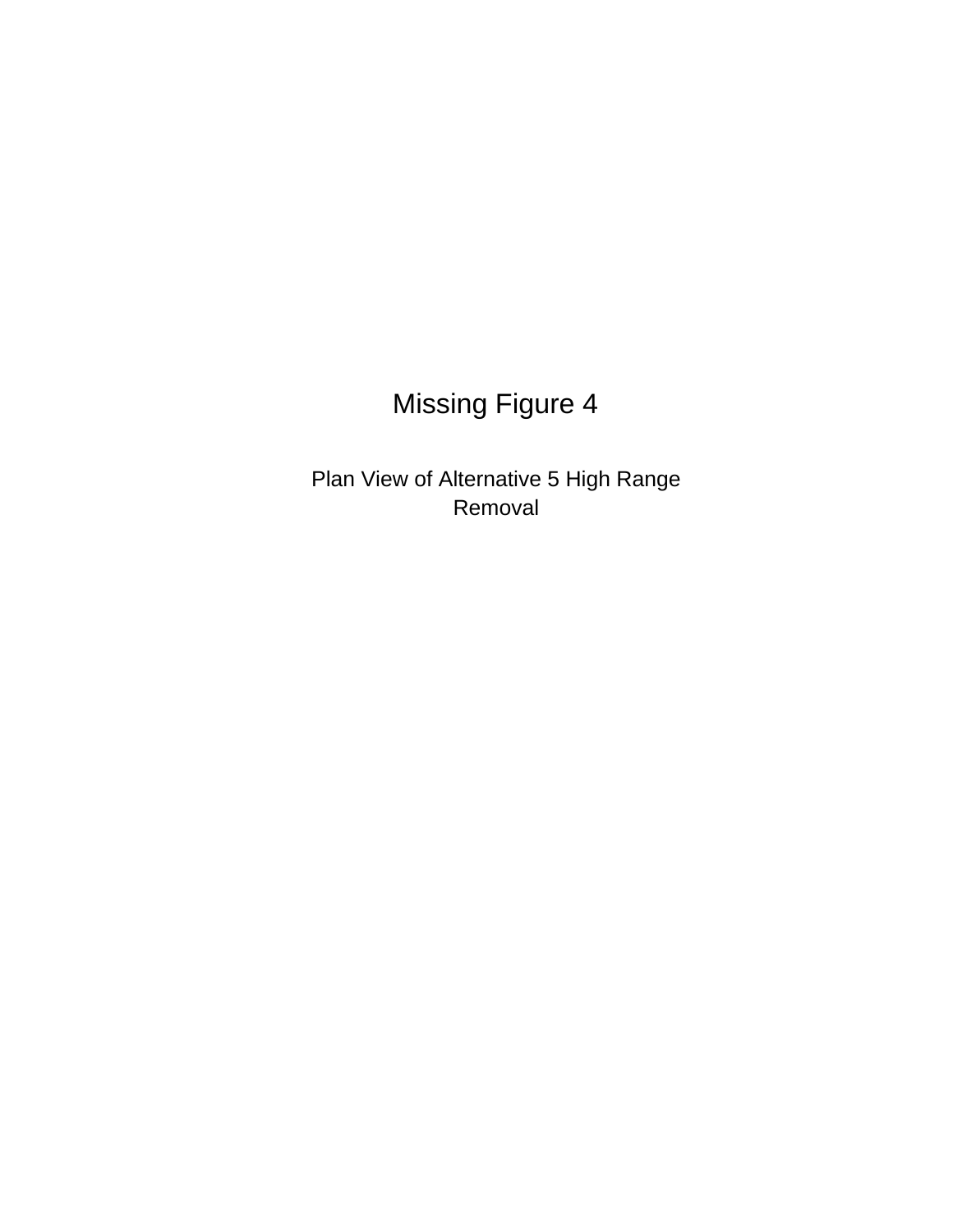Missing Figure 4

Plan View of Alternative 5 High Range Removal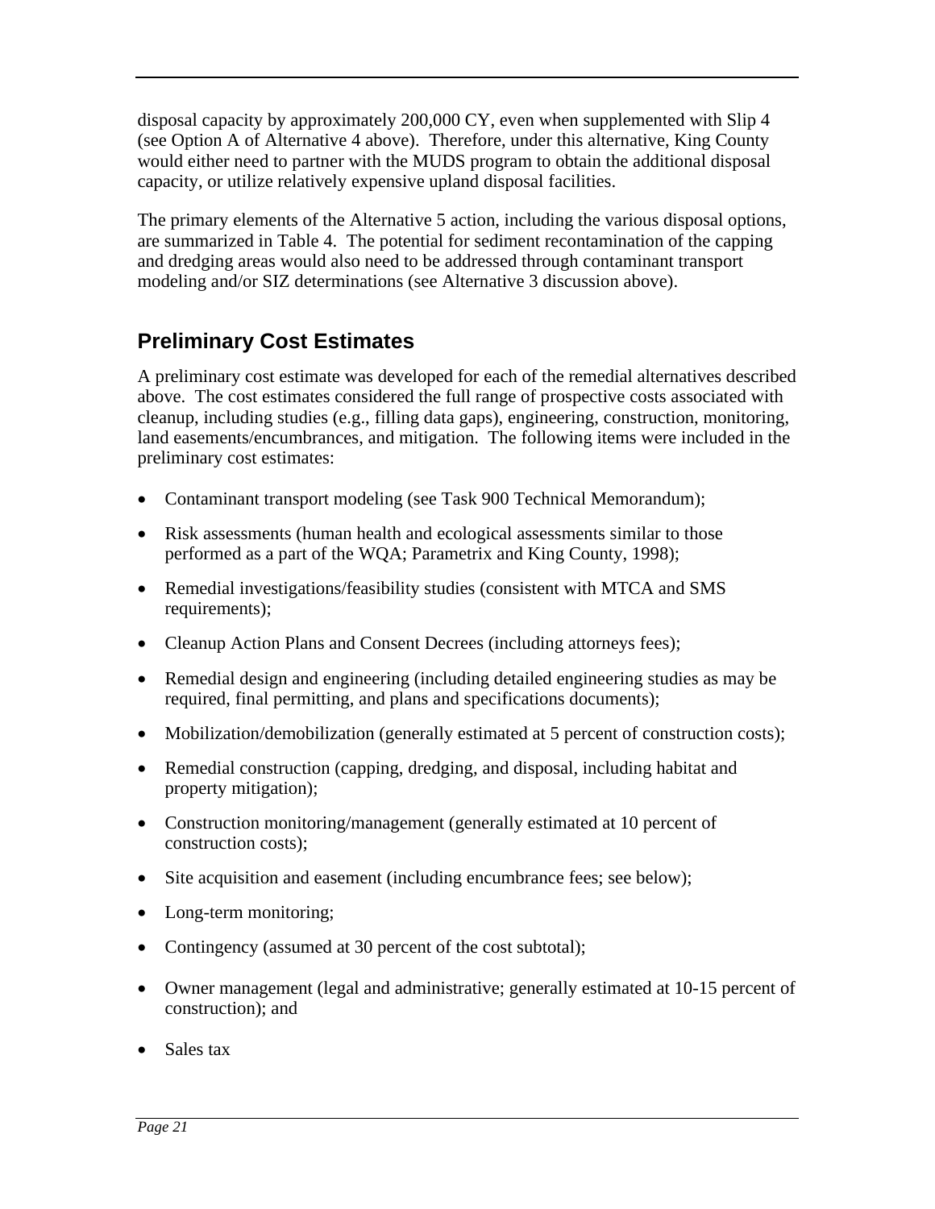disposal capacity by approximately 200,000 CY, even when supplemented with Slip 4 (see Option A of Alternative 4 above). Therefore, under this alternative, King County would either need to partner with the MUDS program to obtain the additional disposal capacity, or utilize relatively expensive upland disposal facilities.

The primary elements of the Alternative 5 action, including the various disposal options, are summarized in Table 4. The potential for sediment recontamination of the capping and dredging areas would also need to be addressed through contaminant transport modeling and/or SIZ determinations (see Alternative 3 discussion above).

## Preliminary Cost Estimates

A preliminary cost estimate was developed for each of the remedial alternatives described above. The cost estimates considered the full range of prospective costs associated with cleanup, including studies (e.g., filling data gaps), engineering, construction, monitoring, land easements/encumbrances, and mitigation. The following items were included in the preliminary cost estimates:

- Contaminant transport modeling (see Task 900 Technical Memorandum);
- Risk assessments (human health and ecological assessments similar to those performed as a part of the WQA; Parametrix and King County, 1998);
- Remedial investigations/feasibility studies (consistent with MTCA and SMS requirements);
- Cleanup Action Plans and Consent Decrees (including attorneys fees);
- Remedial design and engineering (including detailed engineering studies as may be required, final permitting, and plans and specifications documents);
- Mobilization/demobilization (generally estimated at 5 percent of construction costs);
- Remedial construction (capping, dredging, and disposal, including habitat and property mitigation);
- Construction monitoring/management (generally estimated at 10 percent of construction costs);
- Site acquisition and easement (including encumbrance fees; see below);
- Long-term monitoring;
- Contingency (assumed at 30 percent of the cost subtotal);
- Owner management (legal and administrative; generally estimated at 10-15 percent of construction); and
- Sales tax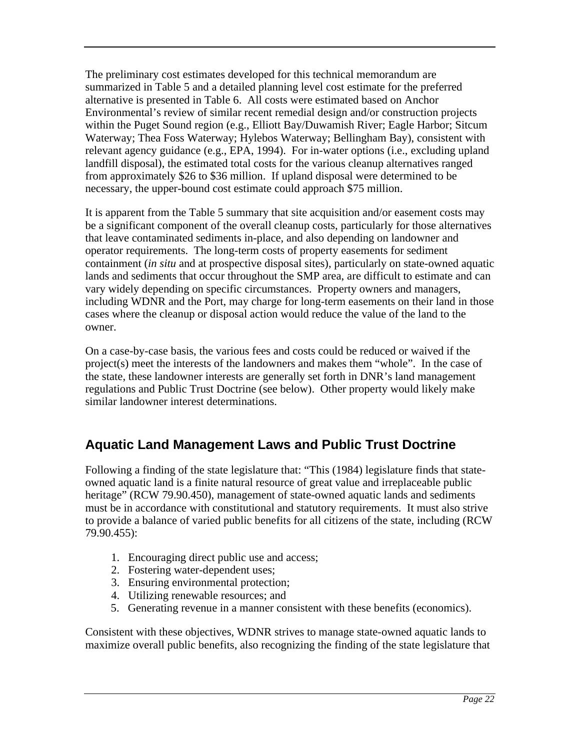The preliminary cost estimates developed for this technical memorandum are summarized in Table 5 and a detailed planning level cost estimate for the preferred alternative is presented in Table 6. All costs were estimated based on Anchor Environmental's review of similar recent remedial design and/or construction projects within the Puget Sound region (e.g., Elliott Bay/Duwamish River; Eagle Harbor; Sitcum Waterway; Thea Foss Waterway; Hylebos Waterway; Bellingham Bay), consistent with relevant agency guidance (e.g., EPA, 1994). For in-water options (i.e., excluding upland landfill disposal), the estimated total costs for the various cleanup alternatives ranged from approximately $26 to $36 million. If upland disposal were determined to be necessary, the upper-bound cost estimate could approach $75 million.

It is apparent from the Table 5 summary that site acquisition and/or easement costs may be a significant component of the overall cleanup costs, particularly for those alternatives that leave contaminated sediments in-place, and also depending on landowner and operator requirements. The long-term costs of property easements for sediment containment (*in situ* and at prospective disposal sites), particularly on state-owned aquatic lands and sediments that occur throughout the SMP area, are difficult to estimate and can vary widely depending on specific circumstances. Property owners and managers, including WDNR and the Port, may charge for long-term easements on their land in those cases where the cleanup or disposal action would reduce the value of the land to the owner.

On a case-by-case basis, the various fees and costs could be reduced or waived if the project(s) meet the interests of the landowners and makes them "whole". In the case of the state, these landowner interests are generally set forth in DNR's land management regulations and Public Trust Doctrine (see below). Other property would likely make similar landowner interest determinations.

## Aquatic Land Management Laws and Public Trust Doctrine

Following a finding of the state legislature that: "This (1984) legislature finds that state-owned aquatic land is a finite natural resource of great value and irreplaceable public heritage" (RCW 79.90.450), management of state-owned aquatic lands and sediments must be in accordance with constitutional and statutory requirements. It must also strive to provide a balance of varied public benefits for all citizens of the state, including (RCW 79.90.455):

1. Encouraging direct public use and access;
2. Fostering water-dependent uses;
3. Ensuring environmental protection;
4. Utilizing renewable resources; and
5. Generating revenue in a manner consistent with these benefits (economics).

Consistent with these objectives, WDNR strives to manage state-owned aquatic lands to maximize overall public benefits, also recognizing the finding of the state legislature that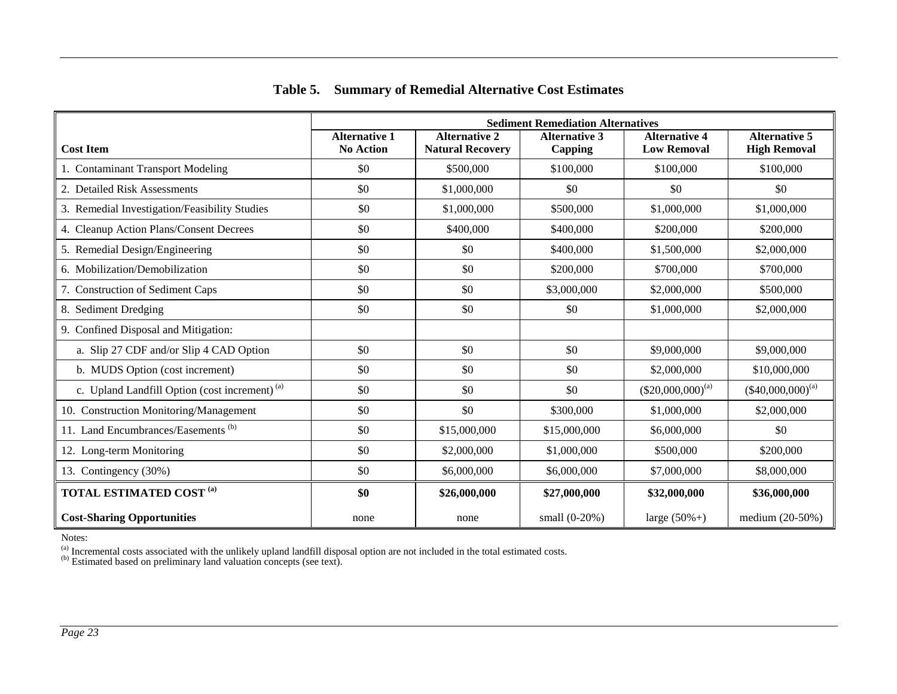**Table 5. Summary of Remedial Alternative Cost Estimates**

| | Sediment Remediation Alternatives | | | | |
|---|---|---|---|---|---|
| **Cost Item** | **Alternative 1 No Action** | **Alternative 2 Natural Recovery** | **Alternative 3 Capping** | **Alternative 4 Low Removal** | **Alternative 5 High Removal** |
| 1. Contaminant Transport Modeling | $0 | $500,000 | $100,000 | $100,000 | $100,000 |
| 2. Detailed Risk Assessments | $0 | $1,000,000 | $0 | $0 | $0 |
| 3. Remedial Investigation/Feasibility Studies | $0 | $1,000,000 | $500,000 | $1,000,000 | $1,000,000 |
| 4. Cleanup Action Plans/Consent Decrees | $0 | $400,000 | $400,000 | $200,000 | $200,000 |
| 5. Remedial Design/Engineering | $0 | $0 | $400,000 | $1,500,000 | $2,000,000 |
| 6. Mobilization/Demobilization | $0 | $0 | $200,000 | $700,000 | $700,000 |
| 7. Construction of Sediment Caps | $0 | $0 | $3,000,000 | $2,000,000 | $500,000 |
| 8. Sediment Dredging | $0 | $0 | $0 | $1,000,000 | $2,000,000 |
| 9. Confined Disposal and Mitigation: | | | | | |
| a. Slip 27 CDF and/or Slip 4 CAD Option | $0 | $0 | $0 | $9,000,000 | $9,000,000 |
| b. MUDS Option (cost increment) | $0 | $0 | $0 | $2,000,000 | $10,000,000 |
| c. Upland Landfill Option (cost increment) [(a)] | $0 | $0 | $0 | ($20,000,000)[(a)] | ($40,000,000)[(a)] |
| 10. Construction Monitoring/Management | $0 | $0 | $300,000 | $1,000,000 | $2,000,000 |
| 11. Land Encumbrances/Easements [(b)] | $0 | $15,000,000 | $15,000,000 | $6,000,000 | $0 |
| 12. Long-term Monitoring | $0 | $2,000,000 | $1,000,000 | $500,000 | $200,000 |
| 13. Contingency (30%) | $0 | $6,000,000 | $6,000,000 | $7,000,000 | $8,000,000 |
| **TOTAL ESTIMATED COST [(a)]** | **$0** | **$26,000,000** | **$27,000,000** | **$32,000,000** | **$36,000,000** |
| **Cost-Sharing Opportunities** | none | none | small (0-20%) | large (50%+) | medium (20-50%) |

Notes:

[(a)] Incremental costs associated with the unlikely upland landfill disposal option are not included in the total estimated costs.
[(b)] Estimated based on preliminary land valuation concepts (see text).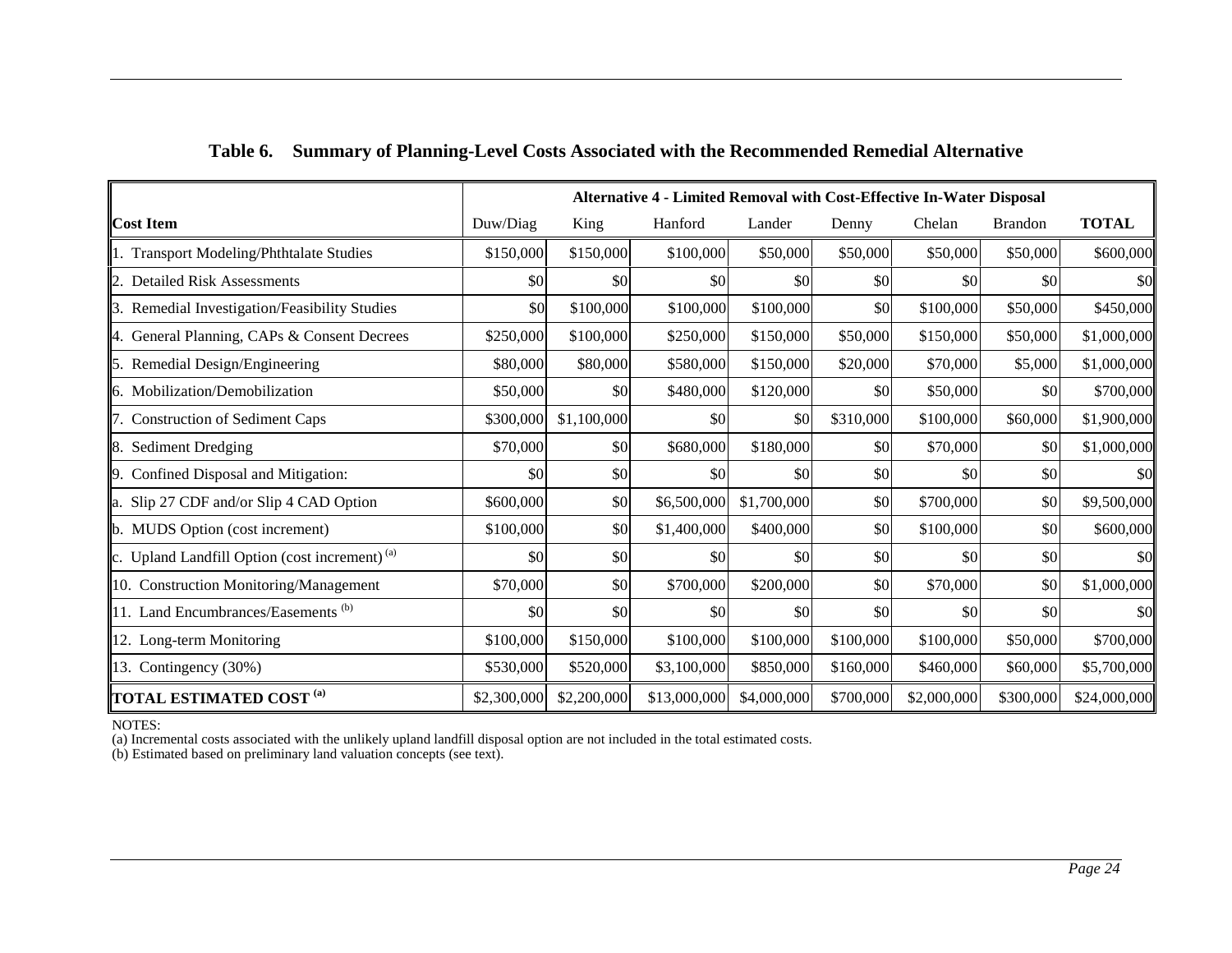## Table 6. Summary of Planning-Level Costs Associated with the Recommended Remedial Alternative

| | Alternative 4 - Limited Removal with Cost-Effective In-Water Disposal | | | | | | | |
|---|---|---|---|---|---|---|---|---|
| **Cost Item** | Duw/Diag | King | Hanford | Lander | Denny | Chelan | Brandon | **TOTAL** |
| 1. Transport Modeling/Phthtalate Studies | $150,000 | $150,000 | $100,000 | $50,000 | $50,000 | $50,000 | $50,000 | $600,000 |
| 2. Detailed Risk Assessments | $0 | $0 | $0 | $0 | $0 | $0 | $0 | $0 |
| 3. Remedial Investigation/Feasibility Studies | $0 | $100,000 | $100,000 | $100,000 | $0 | $100,000 | $50,000 | $450,000 |
| 4. General Planning, CAPs & Consent Decrees | $250,000 | $100,000 | $250,000 | $150,000 | $50,000 | $150,000 | $50,000 | $1,000,000 |
| 5. Remedial Design/Engineering | $80,000 | $80,000 | $580,000 | $150,000 | $20,000 | $70,000 | $5,000 | $1,000,000 |
| 6. Mobilization/Demobilization | $50,000 | $0 | $480,000 | $120,000 | $0 | $50,000 | $0 | $700,000 |
| 7. Construction of Sediment Caps | $300,000 | $1,100,000 | $0 | $0 | $310,000 | $100,000 | $60,000 | $1,900,000 |
| 8. Sediment Dredging | $70,000 | $0 | $680,000 | $180,000 | $0 | $70,000 | $0 | $1,000,000 |
| 9. Confined Disposal and Mitigation: | $0 | $0 | $0 | $0 | $0 | $0 | $0 | $0 |
| a. Slip 27 CDF and/or Slip 4 CAD Option | $600,000 | $0 | $6,500,000 | $1,700,000 | $0 | $700,000 | $0 | $9,500,000 |
| b. MUDS Option (cost increment) | $100,000 | $0 | $1,400,000 | $400,000 | $0 | $100,000 | $0 | $600,000 |
| c. Upland Landfill Option (cost increment) [a] | $0 | $0 | $0 | $0 | $0 | $0 | $0 | $0 |
| 10. Construction Monitoring/Management | $70,000 | $0 | $700,000 | $200,000 | $0 | $70,000 | $0 | $1,000,000 |
| 11. Land Encumbrances/Easements [b] | $0 | $0 | $0 | $0 | $0 | $0 | $0 | $0 |
| 12. Long-term Monitoring | $100,000 | $150,000 | $100,000 | $100,000 | $100,000 | $100,000 | $50,000 | $700,000 |
| 13. Contingency (30%) | $530,000 | $520,000 | $3,100,000 | $850,000 | $160,000 | $460,000 | $60,000 | $5,700,000 |
| **TOTAL ESTIMATED COST [a]** | $2,300,000 | $2,200,000 | $13,000,000 | $4,000,000 | $700,000 | $2,000,000 | $300,000 | $24,000,000 |

NOTES:
(a) Incremental costs associated with the unlikely upland landfill disposal option are not included in the total estimated costs.
(b) Estimated based on preliminary land valuation concepts (see text).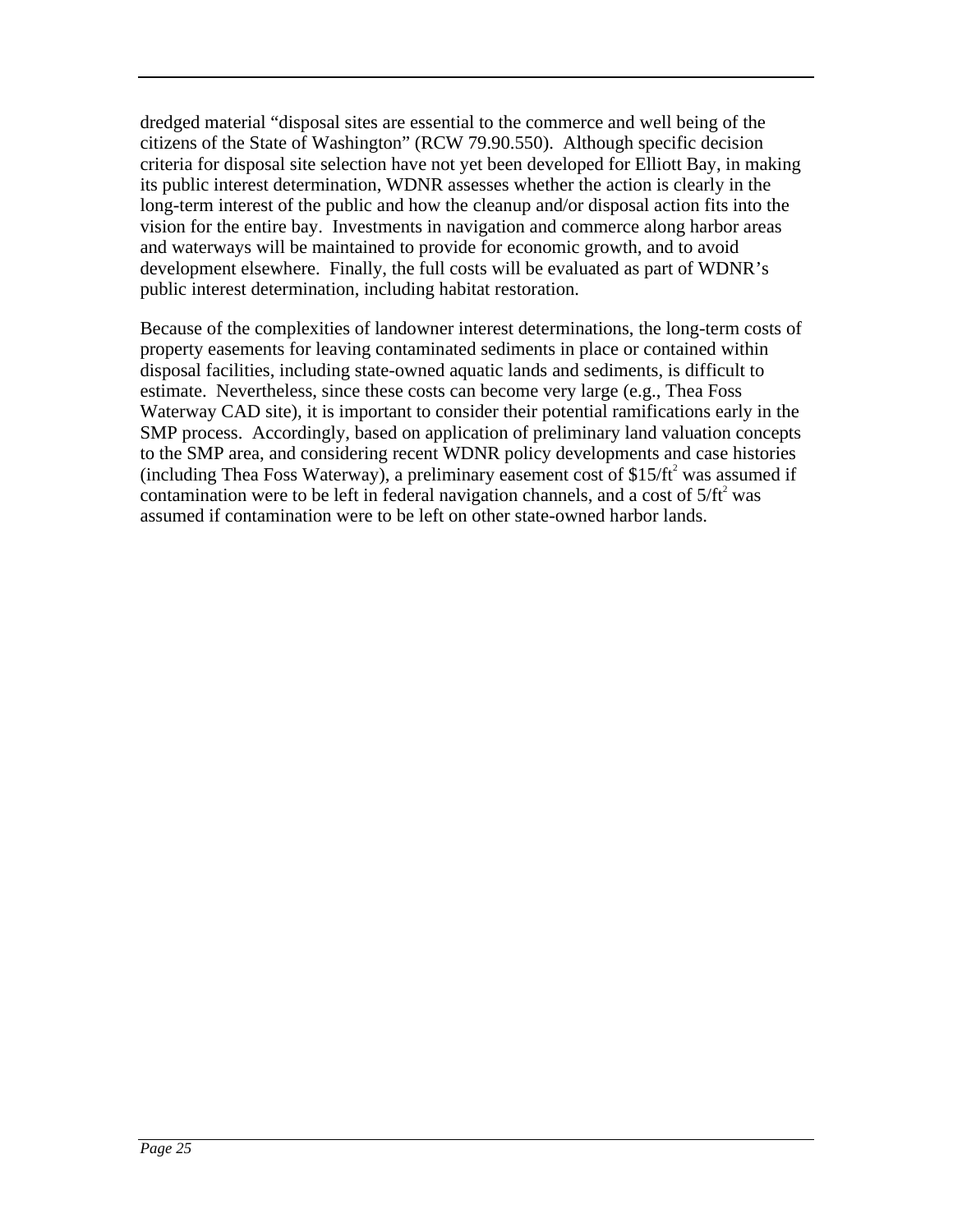dredged material "disposal sites are essential to the commerce and well being of the citizens of the State of Washington" (RCW 79.90.550). Although specific decision criteria for disposal site selection have not yet been developed for Elliott Bay, in making its public interest determination, WDNR assesses whether the action is clearly in the long-term interest of the public and how the cleanup and/or disposal action fits into the vision for the entire bay. Investments in navigation and commerce along harbor areas and waterways will be maintained to provide for economic growth, and to avoid development elsewhere. Finally, the full costs will be evaluated as part of WDNR's public interest determination, including habitat restoration.

Because of the complexities of landowner interest determinations, the long-term costs of property easements for leaving contaminated sediments in place or contained within disposal facilities, including state-owned aquatic lands and sediments, is difficult to estimate. Nevertheless, since these costs can become very large (e.g., Thea Foss Waterway CAD site), it is important to consider their potential ramifications early in the SMP process. Accordingly, based on application of preliminary land valuation concepts to the SMP area, and considering recent WDNR policy developments and case histories (including Thea Foss Waterway), a preliminary easement cost of $\$15/ft^2$ was assumed if contamination were to be left in federal navigation channels, and a cost of $5/ft^2$ was assumed if contamination were to be left on other state-owned harbor lands.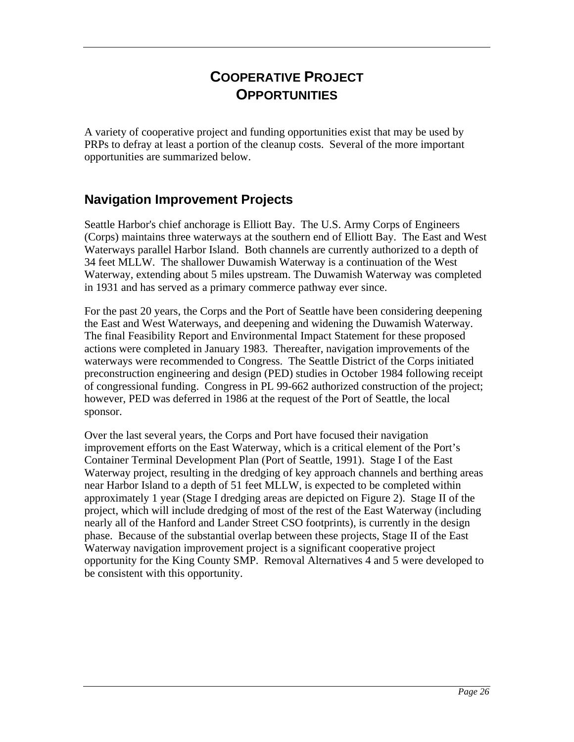# Cooperative Project Opportunities

A variety of cooperative project and funding opportunities exist that may be used by PRPs to defray at least a portion of the cleanup costs. Several of the more important opportunities are summarized below.

## Navigation Improvement Projects

Seattle Harbor's chief anchorage is Elliott Bay. The U.S. Army Corps of Engineers (Corps) maintains three waterways at the southern end of Elliott Bay. The East and West Waterways parallel Harbor Island. Both channels are currently authorized to a depth of 34 feet MLLW. The shallower Duwamish Waterway is a continuation of the West Waterway, extending about 5 miles upstream. The Duwamish Waterway was completed in 1931 and has served as a primary commerce pathway ever since.

For the past 20 years, the Corps and the Port of Seattle have been considering deepening the East and West Waterways, and deepening and widening the Duwamish Waterway. The final Feasibility Report and Environmental Impact Statement for these proposed actions were completed in January 1983. Thereafter, navigation improvements of the waterways were recommended to Congress. The Seattle District of the Corps initiated preconstruction engineering and design (PED) studies in October 1984 following receipt of congressional funding. Congress in PL 99-662 authorized construction of the project; however, PED was deferred in 1986 at the request of the Port of Seattle, the local sponsor.

Over the last several years, the Corps and Port have focused their navigation improvement efforts on the East Waterway, which is a critical element of the Port's Container Terminal Development Plan (Port of Seattle, 1991). Stage I of the East Waterway project, resulting in the dredging of key approach channels and berthing areas near Harbor Island to a depth of 51 feet MLLW, is expected to be completed within approximately 1 year (Stage I dredging areas are depicted on Figure 2). Stage II of the project, which will include dredging of most of the rest of the East Waterway (including nearly all of the Hanford and Lander Street CSO footprints), is currently in the design phase. Because of the substantial overlap between these projects, Stage II of the East Waterway navigation improvement project is a significant cooperative project opportunity for the King County SMP. Removal Alternatives 4 and 5 were developed to be consistent with this opportunity.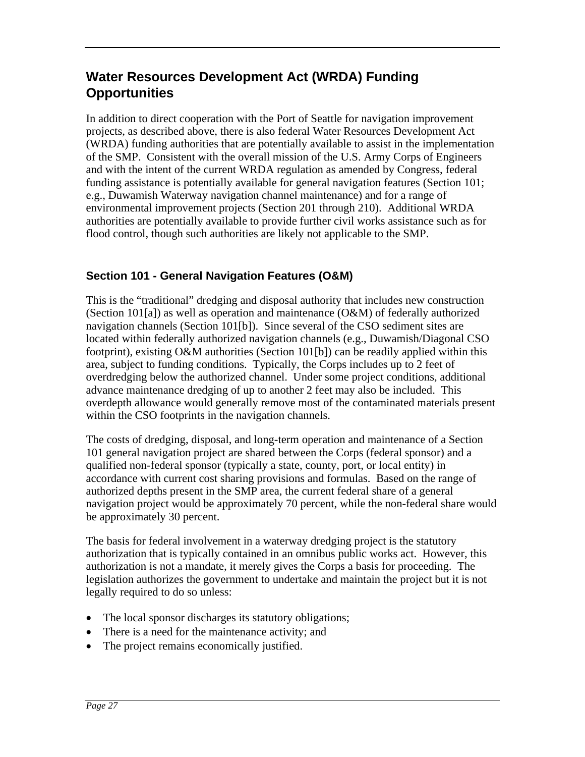## Water Resources Development Act (WRDA) Funding Opportunities

In addition to direct cooperation with the Port of Seattle for navigation improvement projects, as described above, there is also federal Water Resources Development Act (WRDA) funding authorities that are potentially available to assist in the implementation of the SMP. Consistent with the overall mission of the U.S. Army Corps of Engineers and with the intent of the current WRDA regulation as amended by Congress, federal funding assistance is potentially available for general navigation features (Section 101; e.g., Duwamish Waterway navigation channel maintenance) and for a range of environmental improvement projects (Section 201 through 210). Additional WRDA authorities are potentially available to provide further civil works assistance such as for flood control, though such authorities are likely not applicable to the SMP.

### Section 101 - General Navigation Features (O&M)

This is the "traditional" dredging and disposal authority that includes new construction (Section 101[a]) as well as operation and maintenance (O&M) of federally authorized navigation channels (Section 101[b]). Since several of the CSO sediment sites are located within federally authorized navigation channels (e.g., Duwamish/Diagonal CSO footprint), existing O&M authorities (Section 101[b]) can be readily applied within this area, subject to funding conditions. Typically, the Corps includes up to 2 feet of overdredging below the authorized channel. Under some project conditions, additional advance maintenance dredging of up to another 2 feet may also be included. This overdepth allowance would generally remove most of the contaminated materials present within the CSO footprints in the navigation channels.

The costs of dredging, disposal, and long-term operation and maintenance of a Section 101 general navigation project are shared between the Corps (federal sponsor) and a qualified non-federal sponsor (typically a state, county, port, or local entity) in accordance with current cost sharing provisions and formulas. Based on the range of authorized depths present in the SMP area, the current federal share of a general navigation project would be approximately 70 percent, while the non-federal share would be approximately 30 percent.

The basis for federal involvement in a waterway dredging project is the statutory authorization that is typically contained in an omnibus public works act. However, this authorization is not a mandate, it merely gives the Corps a basis for proceeding. The legislation authorizes the government to undertake and maintain the project but it is not legally required to do so unless:

- The local sponsor discharges its statutory obligations;
- There is a need for the maintenance activity; and
- The project remains economically justified.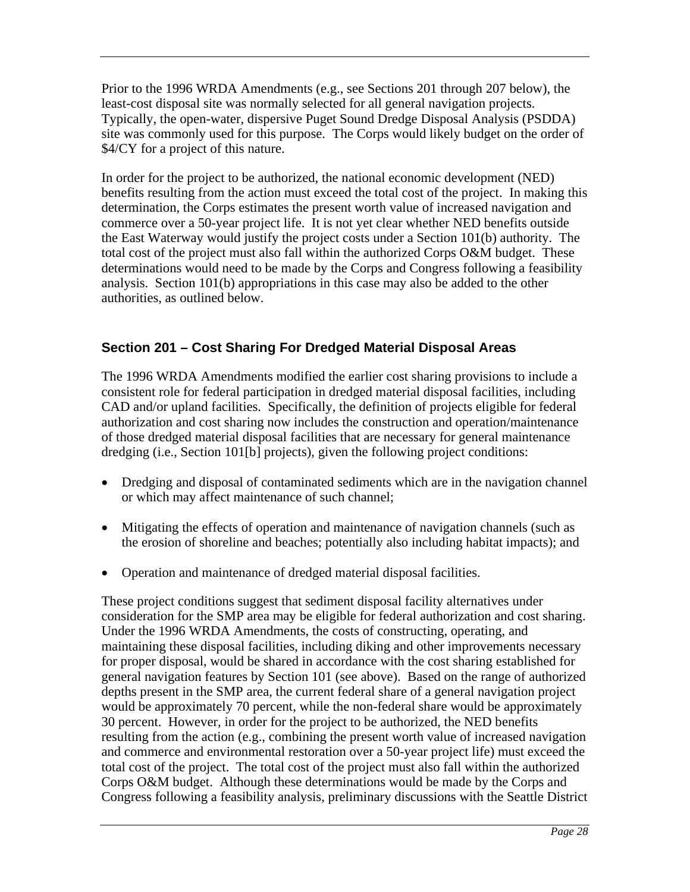Prior to the 1996 WRDA Amendments (e.g., see Sections 201 through 207 below), the least-cost disposal site was normally selected for all general navigation projects. Typically, the open-water, dispersive Puget Sound Dredge Disposal Analysis (PSDDA) site was commonly used for this purpose. The Corps would likely budget on the order of $4/CY for a project of this nature.

In order for the project to be authorized, the national economic development (NED) benefits resulting from the action must exceed the total cost of the project. In making this determination, the Corps estimates the present worth value of increased navigation and commerce over a 50-year project life. It is not yet clear whether NED benefits outside the East Waterway would justify the project costs under a Section 101(b) authority. The total cost of the project must also fall within the authorized Corps O&M budget. These determinations would need to be made by the Corps and Congress following a feasibility analysis. Section 101(b) appropriations in this case may also be added to the other authorities, as outlined below.

### Section 201 – Cost Sharing For Dredged Material Disposal Areas

The 1996 WRDA Amendments modified the earlier cost sharing provisions to include a consistent role for federal participation in dredged material disposal facilities, including CAD and/or upland facilities. Specifically, the definition of projects eligible for federal authorization and cost sharing now includes the construction and operation/maintenance of those dredged material disposal facilities that are necessary for general maintenance dredging (i.e., Section 101[b] projects), given the following project conditions:

- Dredging and disposal of contaminated sediments which are in the navigation channel or which may affect maintenance of such channel;
- Mitigating the effects of operation and maintenance of navigation channels (such as the erosion of shoreline and beaches; potentially also including habitat impacts); and
- Operation and maintenance of dredged material disposal facilities.

These project conditions suggest that sediment disposal facility alternatives under consideration for the SMP area may be eligible for federal authorization and cost sharing. Under the 1996 WRDA Amendments, the costs of constructing, operating, and maintaining these disposal facilities, including diking and other improvements necessary for proper disposal, would be shared in accordance with the cost sharing established for general navigation features by Section 101 (see above). Based on the range of authorized depths present in the SMP area, the current federal share of a general navigation project would be approximately 70 percent, while the non-federal share would be approximately 30 percent. However, in order for the project to be authorized, the NED benefits resulting from the action (e.g., combining the present worth value of increased navigation and commerce and environmental restoration over a 50-year project life) must exceed the total cost of the project. The total cost of the project must also fall within the authorized Corps O&M budget. Although these determinations would be made by the Corps and Congress following a feasibility analysis, preliminary discussions with the Seattle District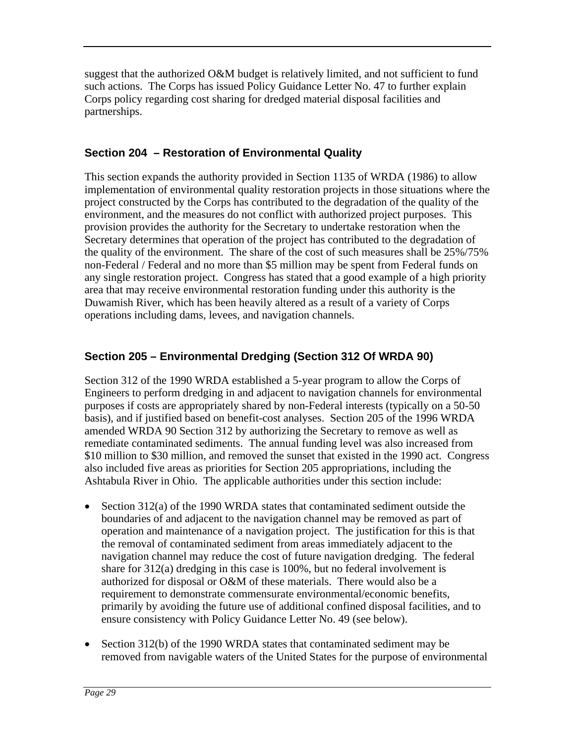suggest that the authorized O&M budget is relatively limited, and not sufficient to fund such actions. The Corps has issued Policy Guidance Letter No. 47 to further explain Corps policy regarding cost sharing for dredged material disposal facilities and partnerships.

### Section 204 – Restoration of Environmental Quality

This section expands the authority provided in Section 1135 of WRDA (1986) to allow implementation of environmental quality restoration projects in those situations where the project constructed by the Corps has contributed to the degradation of the quality of the environment, and the measures do not conflict with authorized project purposes. This provision provides the authority for the Secretary to undertake restoration when the Secretary determines that operation of the project has contributed to the degradation of the quality of the environment. The share of the cost of such measures shall be 25%/75% non-Federal / Federal and no more than $5 million may be spent from Federal funds on any single restoration project. Congress has stated that a good example of a high priority area that may receive environmental restoration funding under this authority is the Duwamish River, which has been heavily altered as a result of a variety of Corps operations including dams, levees, and navigation channels.

### Section 205 – Environmental Dredging (Section 312 Of WRDA 90)

Section 312 of the 1990 WRDA established a 5-year program to allow the Corps of Engineers to perform dredging in and adjacent to navigation channels for environmental purposes if costs are appropriately shared by non-Federal interests (typically on a 50-50 basis), and if justified based on benefit-cost analyses. Section 205 of the 1996 WRDA amended WRDA 90 Section 312 by authorizing the Secretary to remove as well as remediate contaminated sediments. The annual funding level was also increased from $10 million to $30 million, and removed the sunset that existed in the 1990 act. Congress also included five areas as priorities for Section 205 appropriations, including the Ashtabula River in Ohio. The applicable authorities under this section include:

- Section 312(a) of the 1990 WRDA states that contaminated sediment outside the boundaries of and adjacent to the navigation channel may be removed as part of operation and maintenance of a navigation project. The justification for this is that the removal of contaminated sediment from areas immediately adjacent to the navigation channel may reduce the cost of future navigation dredging. The federal share for 312(a) dredging in this case is 100%, but no federal involvement is authorized for disposal or O&M of these materials. There would also be a requirement to demonstrate commensurate environmental/economic benefits, primarily by avoiding the future use of additional confined disposal facilities, and to ensure consistency with Policy Guidance Letter No. 49 (see below).

- Section 312(b) of the 1990 WRDA states that contaminated sediment may be removed from navigable waters of the United States for the purpose of environmental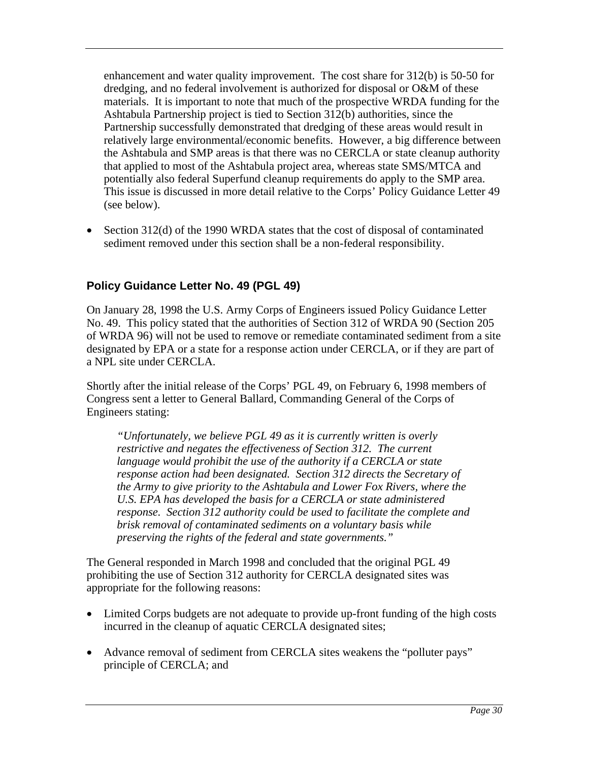enhancement and water quality improvement. The cost share for 312(b) is 50-50 for dredging, and no federal involvement is authorized for disposal or O&M of these materials. It is important to note that much of the prospective WRDA funding for the Ashtabula Partnership project is tied to Section 312(b) authorities, since the Partnership successfully demonstrated that dredging of these areas would result in relatively large environmental/economic benefits. However, a big difference between the Ashtabula and SMP areas is that there was no CERCLA or state cleanup authority that applied to most of the Ashtabula project area, whereas state SMS/MTCA and potentially also federal Superfund cleanup requirements do apply to the SMP area. This issue is discussed in more detail relative to the Corps' Policy Guidance Letter 49 (see below).

- Section 312(d) of the 1990 WRDA states that the cost of disposal of contaminated sediment removed under this section shall be a non-federal responsibility.

### Policy Guidance Letter No. 49 (PGL 49)

On January 28, 1998 the U.S. Army Corps of Engineers issued Policy Guidance Letter No. 49. This policy stated that the authorities of Section 312 of WRDA 90 (Section 205 of WRDA 96) will not be used to remove or remediate contaminated sediment from a site designated by EPA or a state for a response action under CERCLA, or if they are part of a NPL site under CERCLA.

Shortly after the initial release of the Corps' PGL 49, on February 6, 1998 members of Congress sent a letter to General Ballard, Commanding General of the Corps of Engineers stating:

> *"Unfortunately, we believe PGL 49 as it is currently written is overly restrictive and negates the effectiveness of Section 312. The current language would prohibit the use of the authority if a CERCLA or state response action had been designated. Section 312 directs the Secretary of the Army to give priority to the Ashtabula and Lower Fox Rivers, where the U.S. EPA has developed the basis for a CERCLA or state administered response. Section 312 authority could be used to facilitate the complete and brisk removal of contaminated sediments on a voluntary basis while preserving the rights of the federal and state governments."*

The General responded in March 1998 and concluded that the original PGL 49 prohibiting the use of Section 312 authority for CERCLA designated sites was appropriate for the following reasons:

- Limited Corps budgets are not adequate to provide up-front funding of the high costs incurred in the cleanup of aquatic CERCLA designated sites;

- Advance removal of sediment from CERCLA sites weakens the "polluter pays" principle of CERCLA; and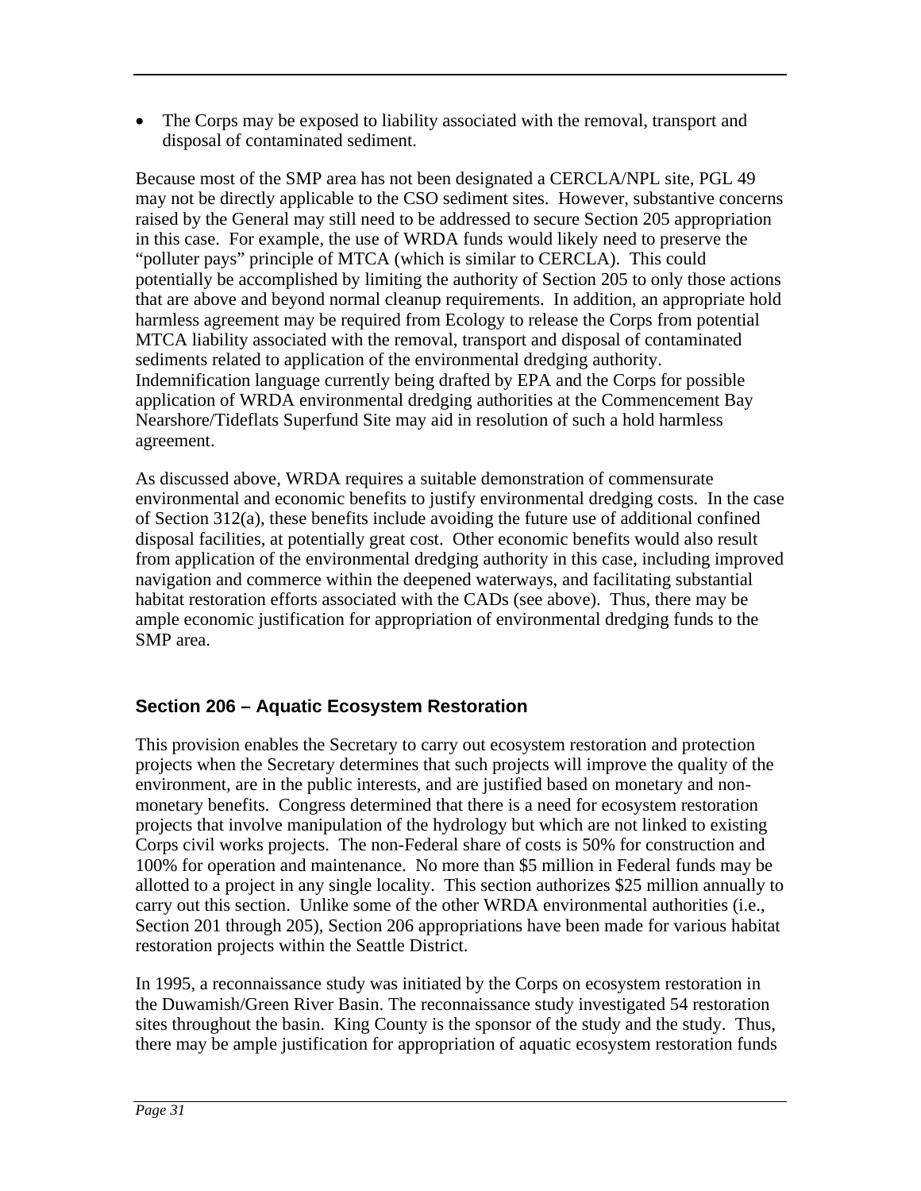- The Corps may be exposed to liability associated with the removal, transport and disposal of contaminated sediment.

Because most of the SMP area has not been designated a CERCLA/NPL site, PGL 49 may not be directly applicable to the CSO sediment sites. However, substantive concerns raised by the General may still need to be addressed to secure Section 205 appropriation in this case. For example, the use of WRDA funds would likely need to preserve the "polluter pays" principle of MTCA (which is similar to CERCLA). This could potentially be accomplished by limiting the authority of Section 205 to only those actions that are above and beyond normal cleanup requirements. In addition, an appropriate hold harmless agreement may be required from Ecology to release the Corps from potential MTCA liability associated with the removal, transport and disposal of contaminated sediments related to application of the environmental dredging authority. Indemnification language currently being drafted by EPA and the Corps for possible application of WRDA environmental dredging authorities at the Commencement Bay Nearshore/Tideflats Superfund Site may aid in resolution of such a hold harmless agreement.

As discussed above, WRDA requires a suitable demonstration of commensurate environmental and economic benefits to justify environmental dredging costs. In the case of Section 312(a), these benefits include avoiding the future use of additional confined disposal facilities, at potentially great cost. Other economic benefits would also result from application of the environmental dredging authority in this case, including improved navigation and commerce within the deepened waterways, and facilitating substantial habitat restoration efforts associated with the CADs (see above). Thus, there may be ample economic justification for appropriation of environmental dredging funds to the SMP area.

### Section 206 – Aquatic Ecosystem Restoration

This provision enables the Secretary to carry out ecosystem restoration and protection projects when the Secretary determines that such projects will improve the quality of the environment, are in the public interests, and are justified based on monetary and non-monetary benefits. Congress determined that there is a need for ecosystem restoration projects that involve manipulation of the hydrology but which are not linked to existing Corps civil works projects. The non-Federal share of costs is 50% for construction and 100% for operation and maintenance. No more than $5 million in Federal funds may be allotted to a project in any single locality. This section authorizes $25 million annually to carry out this section. Unlike some of the other WRDA environmental authorities (i.e., Section 201 through 205), Section 206 appropriations have been made for various habitat restoration projects within the Seattle District.

In 1995, a reconnaissance study was initiated by the Corps on ecosystem restoration in the Duwamish/Green River Basin. The reconnaissance study investigated 54 restoration sites throughout the basin. King County is the sponsor of the study and the study. Thus, there may be ample justification for appropriation of aquatic ecosystem restoration funds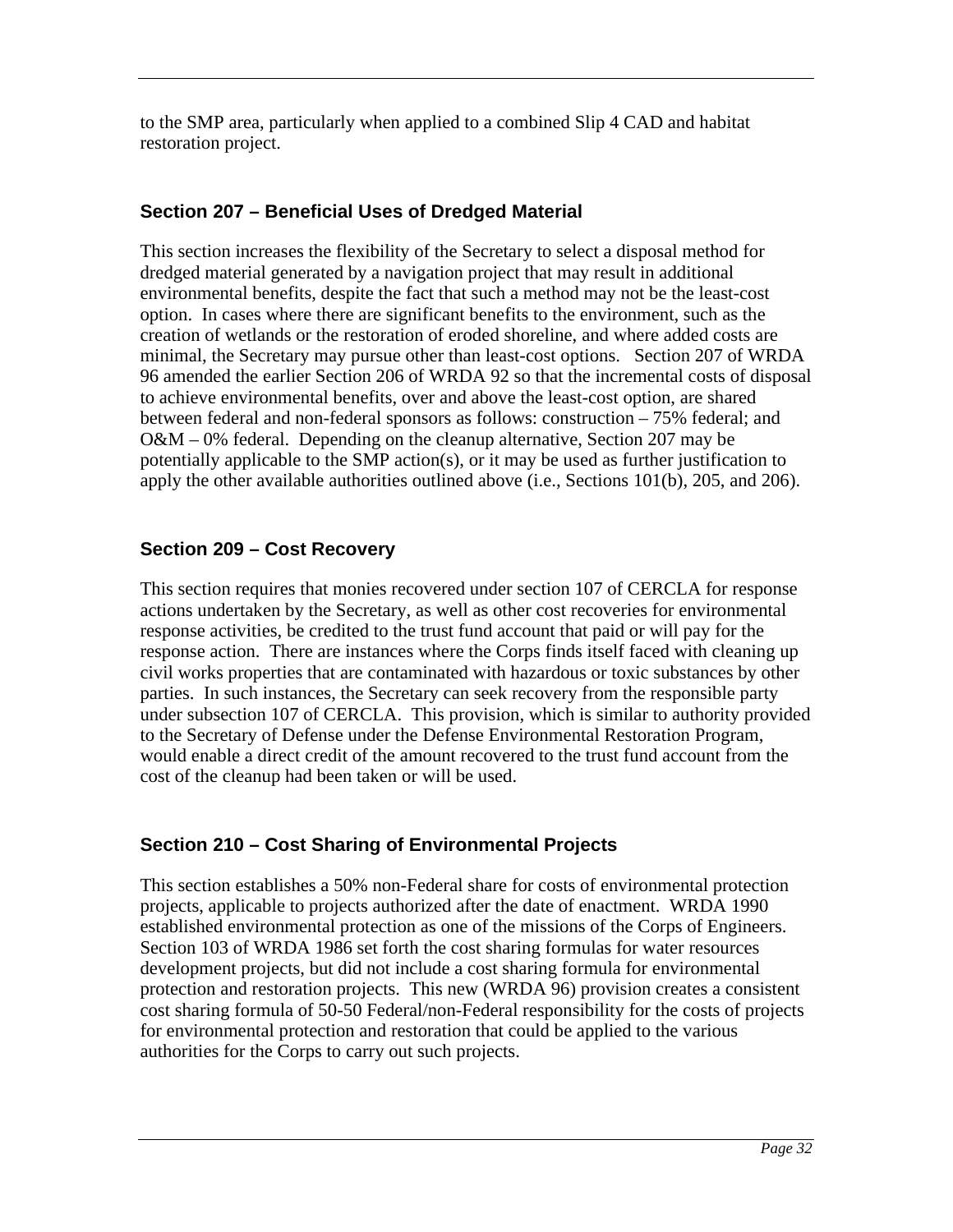to the SMP area, particularly when applied to a combined Slip 4 CAD and habitat restoration project.

### Section 207 – Beneficial Uses of Dredged Material

This section increases the flexibility of the Secretary to select a disposal method for dredged material generated by a navigation project that may result in additional environmental benefits, despite the fact that such a method may not be the least-cost option. In cases where there are significant benefits to the environment, such as the creation of wetlands or the restoration of eroded shoreline, and where added costs are minimal, the Secretary may pursue other than least-cost options. Section 207 of WRDA 96 amended the earlier Section 206 of WRDA 92 so that the incremental costs of disposal to achieve environmental benefits, over and above the least-cost option, are shared between federal and non-federal sponsors as follows: construction – 75% federal; and O&M – 0% federal. Depending on the cleanup alternative, Section 207 may be potentially applicable to the SMP action(s), or it may be used as further justification to apply the other available authorities outlined above (i.e., Sections 101(b), 205, and 206).

### Section 209 – Cost Recovery

This section requires that monies recovered under section 107 of CERCLA for response actions undertaken by the Secretary, as well as other cost recoveries for environmental response activities, be credited to the trust fund account that paid or will pay for the response action. There are instances where the Corps finds itself faced with cleaning up civil works properties that are contaminated with hazardous or toxic substances by other parties. In such instances, the Secretary can seek recovery from the responsible party under subsection 107 of CERCLA. This provision, which is similar to authority provided to the Secretary of Defense under the Defense Environmental Restoration Program, would enable a direct credit of the amount recovered to the trust fund account from the cost of the cleanup had been taken or will be used.

### Section 210 – Cost Sharing of Environmental Projects

This section establishes a 50% non-Federal share for costs of environmental protection projects, applicable to projects authorized after the date of enactment. WRDA 1990 established environmental protection as one of the missions of the Corps of Engineers. Section 103 of WRDA 1986 set forth the cost sharing formulas for water resources development projects, but did not include a cost sharing formula for environmental protection and restoration projects. This new (WRDA 96) provision creates a consistent cost sharing formula of 50-50 Federal/non-Federal responsibility for the costs of projects for environmental protection and restoration that could be applied to the various authorities for the Corps to carry out such projects.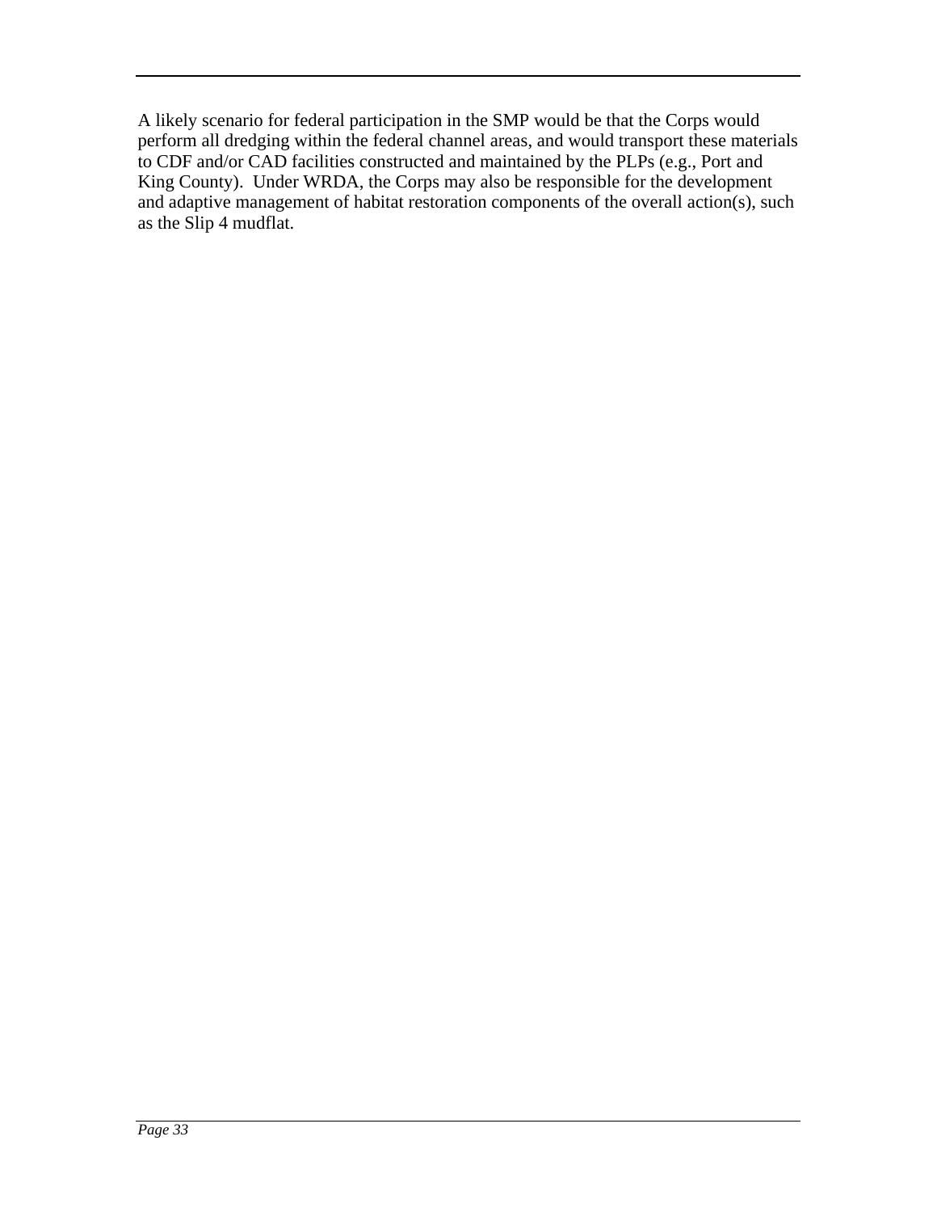A likely scenario for federal participation in the SMP would be that the Corps would perform all dredging within the federal channel areas, and would transport these materials to CDF and/or CAD facilities constructed and maintained by the PLPs (e.g., Port and King County). Under WRDA, the Corps may also be responsible for the development and adaptive management of habitat restoration components of the overall action(s), such as the Slip 4 mudflat.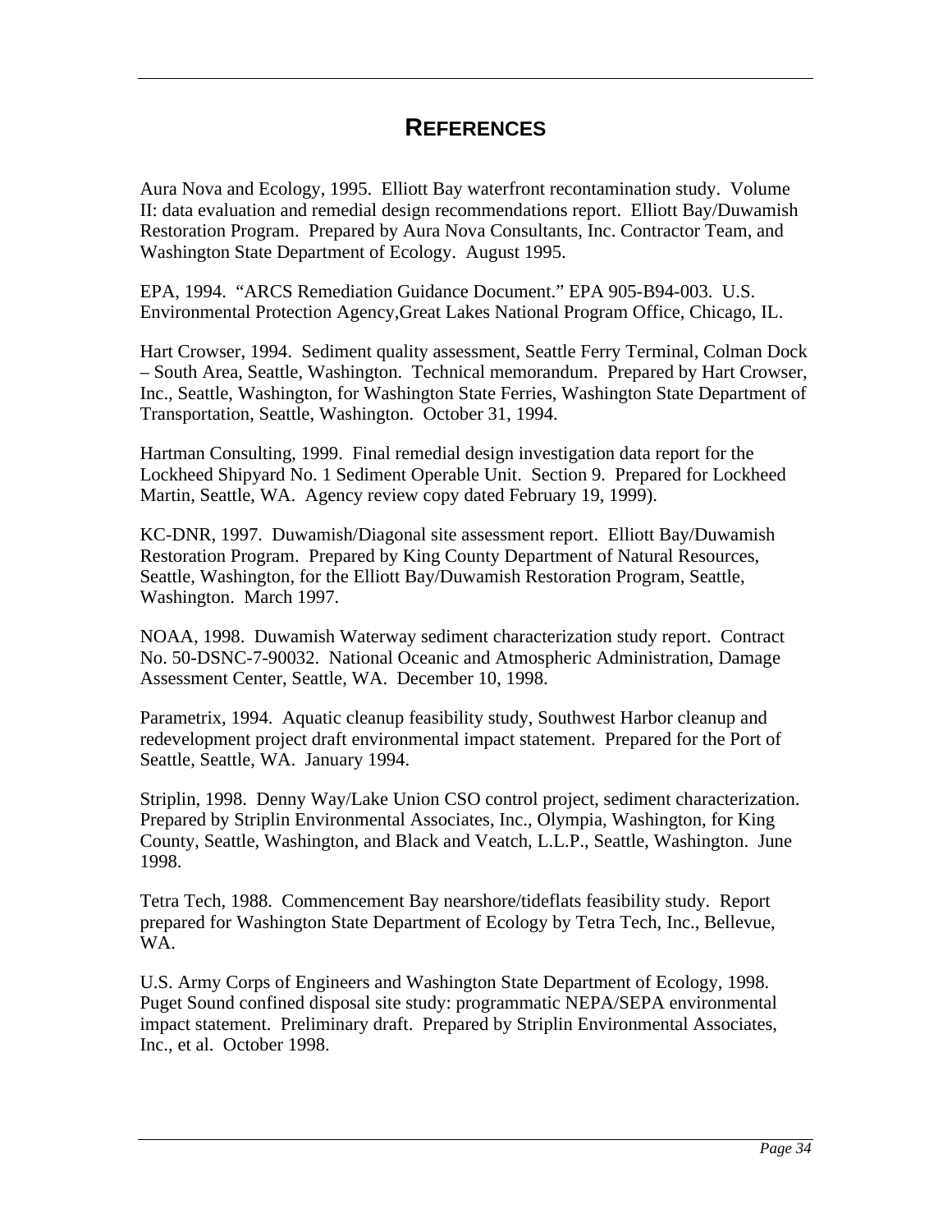# REFERENCES

Aura Nova and Ecology, 1995. Elliott Bay waterfront recontamination study. Volume II: data evaluation and remedial design recommendations report. Elliott Bay/Duwamish Restoration Program. Prepared by Aura Nova Consultants, Inc. Contractor Team, and Washington State Department of Ecology. August 1995.

EPA, 1994. "ARCS Remediation Guidance Document." EPA 905-B94-003. U.S. Environmental Protection Agency,Great Lakes National Program Office, Chicago, IL.

Hart Crowser, 1994. Sediment quality assessment, Seattle Ferry Terminal, Colman Dock – South Area, Seattle, Washington. Technical memorandum. Prepared by Hart Crowser, Inc., Seattle, Washington, for Washington State Ferries, Washington State Department of Transportation, Seattle, Washington. October 31, 1994.

Hartman Consulting, 1999. Final remedial design investigation data report for the Lockheed Shipyard No. 1 Sediment Operable Unit. Section 9. Prepared for Lockheed Martin, Seattle, WA. Agency review copy dated February 19, 1999).

KC-DNR, 1997. Duwamish/Diagonal site assessment report. Elliott Bay/Duwamish Restoration Program. Prepared by King County Department of Natural Resources, Seattle, Washington, for the Elliott Bay/Duwamish Restoration Program, Seattle, Washington. March 1997.

NOAA, 1998. Duwamish Waterway sediment characterization study report. Contract No. 50-DSNC-7-90032. National Oceanic and Atmospheric Administration, Damage Assessment Center, Seattle, WA. December 10, 1998.

Parametrix, 1994. Aquatic cleanup feasibility study, Southwest Harbor cleanup and redevelopment project draft environmental impact statement. Prepared for the Port of Seattle, Seattle, WA. January 1994.

Striplin, 1998. Denny Way/Lake Union CSO control project, sediment characterization. Prepared by Striplin Environmental Associates, Inc., Olympia, Washington, for King County, Seattle, Washington, and Black and Veatch, L.L.P., Seattle, Washington. June 1998.

Tetra Tech, 1988. Commencement Bay nearshore/tideflats feasibility study. Report prepared for Washington State Department of Ecology by Tetra Tech, Inc., Bellevue, WA.

U.S. Army Corps of Engineers and Washington State Department of Ecology, 1998. Puget Sound confined disposal site study: programmatic NEPA/SEPA environmental impact statement. Preliminary draft. Prepared by Striplin Environmental Associates, Inc., et al. October 1998.